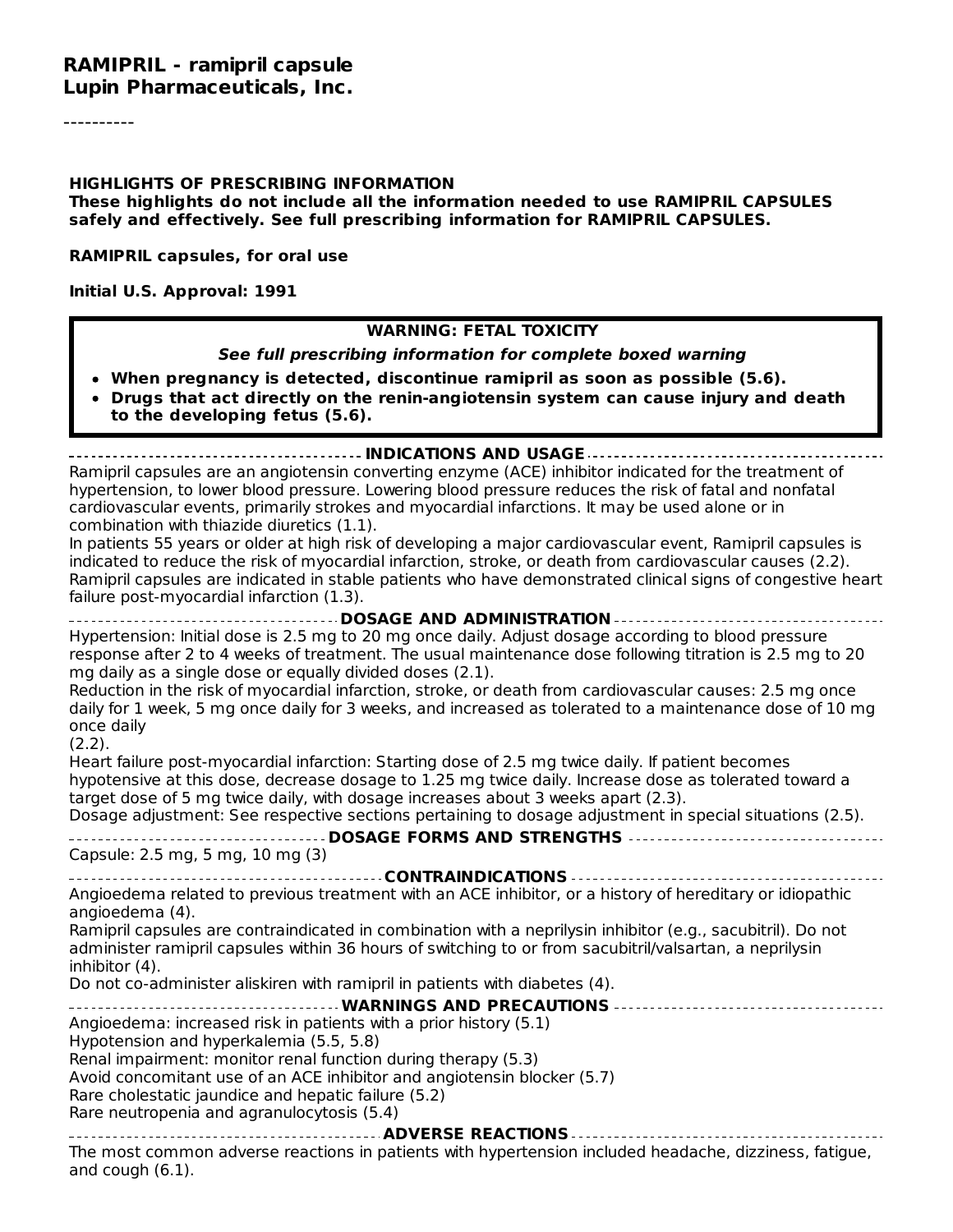# RAMIPRIL - ramipril capsule
## Lupin Pharmaceuticals, Inc.

----------

**HIGHLIGHTS OF PRESCRIBING INFORMATION**
**These highlights do not include all the information needed to use RAMIPRIL CAPSULES safely and effectively. See full prescribing information for RAMIPRIL CAPSULES.**

**RAMIPRIL capsules, for oral use**

**Initial U.S. Approval: 1991**

> **WARNING: FETAL TOXICITY**
>
> ***See full prescribing information for complete boxed warning***
>
> - **When pregnancy is detected, discontinue ramipril as soon as possible (5.6).**
> - **Drugs that act directly on the renin-angiotensin system can cause injury and death to the developing fetus (5.6).**

**INDICATIONS AND USAGE**

Ramipril capsules are an angiotensin converting enzyme (ACE) inhibitor indicated for the treatment of hypertension, to lower blood pressure. Lowering blood pressure reduces the risk of fatal and nonfatal cardiovascular events, primarily strokes and myocardial infarctions. It may be used alone or in combination with thiazide diuretics (1.1).
In patients 55 years or older at high risk of developing a major cardiovascular event, Ramipril capsules is indicated to reduce the risk of myocardial infarction, stroke, or death from cardiovascular causes (2.2).
Ramipril capsules are indicated in stable patients who have demonstrated clinical signs of congestive heart failure post-myocardial infarction (1.3).

**DOSAGE AND ADMINISTRATION**

Hypertension: Initial dose is 2.5 mg to 20 mg once daily. Adjust dosage according to blood pressure response after 2 to 4 weeks of treatment. The usual maintenance dose following titration is 2.5 mg to 20 mg daily as a single dose or equally divided doses (2.1).
Reduction in the risk of myocardial infarction, stroke, or death from cardiovascular causes: 2.5 mg once daily for 1 week, 5 mg once daily for 3 weeks, and increased as tolerated to a maintenance dose of 10 mg once daily
(2.2).
Heart failure post-myocardial infarction: Starting dose of 2.5 mg twice daily. If patient becomes hypotensive at this dose, decrease dosage to 1.25 mg twice daily. Increase dose as tolerated toward a target dose of 5 mg twice daily, with dosage increases about 3 weeks apart (2.3).
Dosage adjustment: See respective sections pertaining to dosage adjustment in special situations (2.5).

**DOSAGE FORMS AND STRENGTHS**

Capsule: 2.5 mg, 5 mg, 10 mg (3)

**CONTRAINDICATIONS**

Angioedema related to previous treatment with an ACE inhibitor, or a history of hereditary or idiopathic angioedema (4).
Ramipril capsules are contraindicated in combination with a neprilysin inhibitor (e.g., sacubitril). Do not administer ramipril capsules within 36 hours of switching to or from sacubitril/valsartan, a neprilysin inhibitor (4).
Do not co-administer aliskiren with ramipril in patients with diabetes (4).

**WARNINGS AND PRECAUTIONS**

Angioedema: increased risk in patients with a prior history (5.1)
Hypotension and hyperkalemia (5.5, 5.8)
Renal impairment: monitor renal function during therapy (5.3)
Avoid concomitant use of an ACE inhibitor and angiotensin blocker (5.7)
Rare cholestatic jaundice and hepatic failure (5.2)
Rare neutropenia and agranulocytosis (5.4)

**ADVERSE REACTIONS**

The most common adverse reactions in patients with hypertension included headache, dizziness, fatigue, and cough (6.1).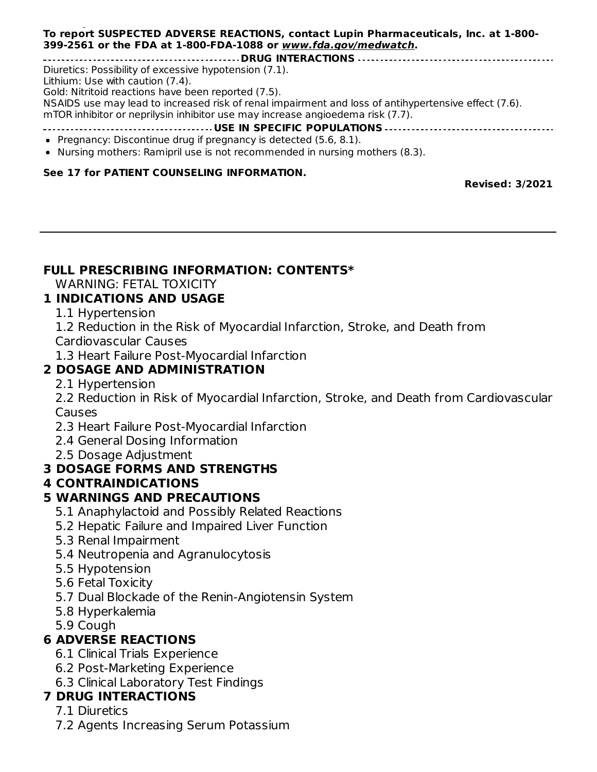**To report SUSPECTED ADVERSE REACTIONS, contact Lupin Pharmaceuticals, Inc. at 1-800-399-2561 or the FDA at 1-800-FDA-1088 or *www.fda.gov/medwatch*.**

**DRUG INTERACTIONS**

Diuretics: Possibility of excessive hypotension (7.1).
Lithium: Use with caution (7.4).
Gold: Nitritoid reactions have been reported (7.5).
NSAIDS use may lead to increased risk of renal impairment and loss of antihypertensive effect (7.6).
mTOR inhibitor or neprilysin inhibitor use may increase angioedema risk (7.7).

**USE IN SPECIFIC POPULATIONS**

- Pregnancy: Discontinue drug if pregnancy is detected (5.6, 8.1).
- Nursing mothers: Ramipril use is not recommended in nursing mothers (8.3).

**See 17 for PATIENT COUNSELING INFORMATION.**

**Revised: 3/2021**

---

## FULL PRESCRIBING INFORMATION: CONTENTS*

WARNING: FETAL TOXICITY

### 1 INDICATIONS AND USAGE

1.1 Hypertension
1.2 Reduction in the Risk of Myocardial Infarction, Stroke, and Death from Cardiovascular Causes
1.3 Heart Failure Post-Myocardial Infarction

### 2 DOSAGE AND ADMINISTRATION

2.1 Hypertension
2.2 Reduction in Risk of Myocardial Infarction, Stroke, and Death from Cardiovascular Causes
2.3 Heart Failure Post-Myocardial Infarction
2.4 General Dosing Information
2.5 Dosage Adjustment

### 3 DOSAGE FORMS AND STRENGTHS

### 4 CONTRAINDICATIONS

### 5 WARNINGS AND PRECAUTIONS

5.1 Anaphylactoid and Possibly Related Reactions
5.2 Hepatic Failure and Impaired Liver Function
5.3 Renal Impairment
5.4 Neutropenia and Agranulocytosis
5.5 Hypotension
5.6 Fetal Toxicity
5.7 Dual Blockade of the Renin-Angiotensin System
5.8 Hyperkalemia
5.9 Cough

### 6 ADVERSE REACTIONS

6.1 Clinical Trials Experience
6.2 Post-Marketing Experience
6.3 Clinical Laboratory Test Findings

### 7 DRUG INTERACTIONS

7.1 Diuretics
7.2 Agents Increasing Serum Potassium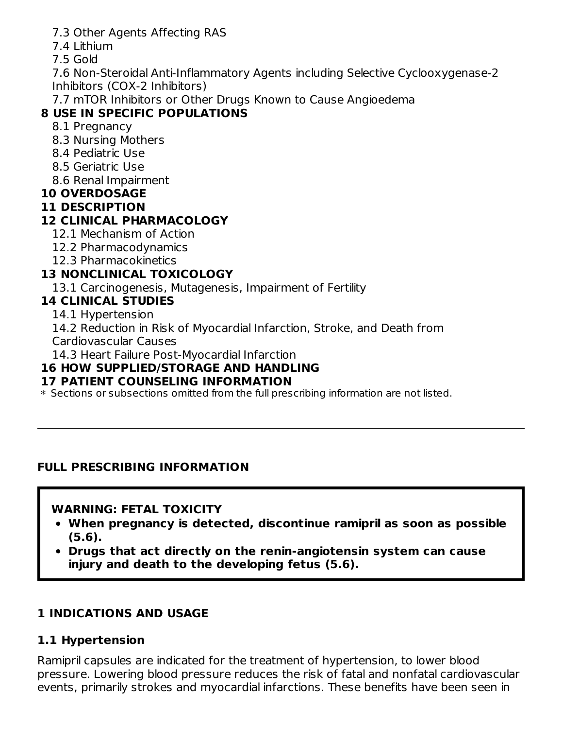7.3 Other Agents Affecting RAS
7.4 Lithium
7.5 Gold
7.6 Non-Steroidal Anti-Inflammatory Agents including Selective Cyclooxygenase-2 Inhibitors (COX-2 Inhibitors)
7.7 mTOR Inhibitors or Other Drugs Known to Cause Angioedema

**8 USE IN SPECIFIC POPULATIONS**

8.1 Pregnancy
8.3 Nursing Mothers
8.4 Pediatric Use
8.5 Geriatric Use
8.6 Renal Impairment

**10 OVERDOSAGE**

**11 DESCRIPTION**

**12 CLINICAL PHARMACOLOGY**

12.1 Mechanism of Action
12.2 Pharmacodynamics
12.3 Pharmacokinetics

**13 NONCLINICAL TOXICOLOGY**

13.1 Carcinogenesis, Mutagenesis, Impairment of Fertility

**14 CLINICAL STUDIES**

14.1 Hypertension
14.2 Reduction in Risk of Myocardial Infarction, Stroke, and Death from Cardiovascular Causes
14.3 Heart Failure Post-Myocardial Infarction

**16 HOW SUPPLIED/STORAGE AND HANDLING**

**17 PATIENT COUNSELING INFORMATION**

* Sections or subsections omitted from the full prescribing information are not listed.

---

## FULL PRESCRIBING INFORMATION

**WARNING: FETAL TOXICITY**

- **When pregnancy is detected, discontinue ramipril as soon as possible (5.6).**
- **Drugs that act directly on the renin-angiotensin system can cause injury and death to the developing fetus (5.6).**

## 1 INDICATIONS AND USAGE

### 1.1 Hypertension

Ramipril capsules are indicated for the treatment of hypertension, to lower blood pressure. Lowering blood pressure reduces the risk of fatal and nonfatal cardiovascular events, primarily strokes and myocardial infarctions. These benefits have been seen in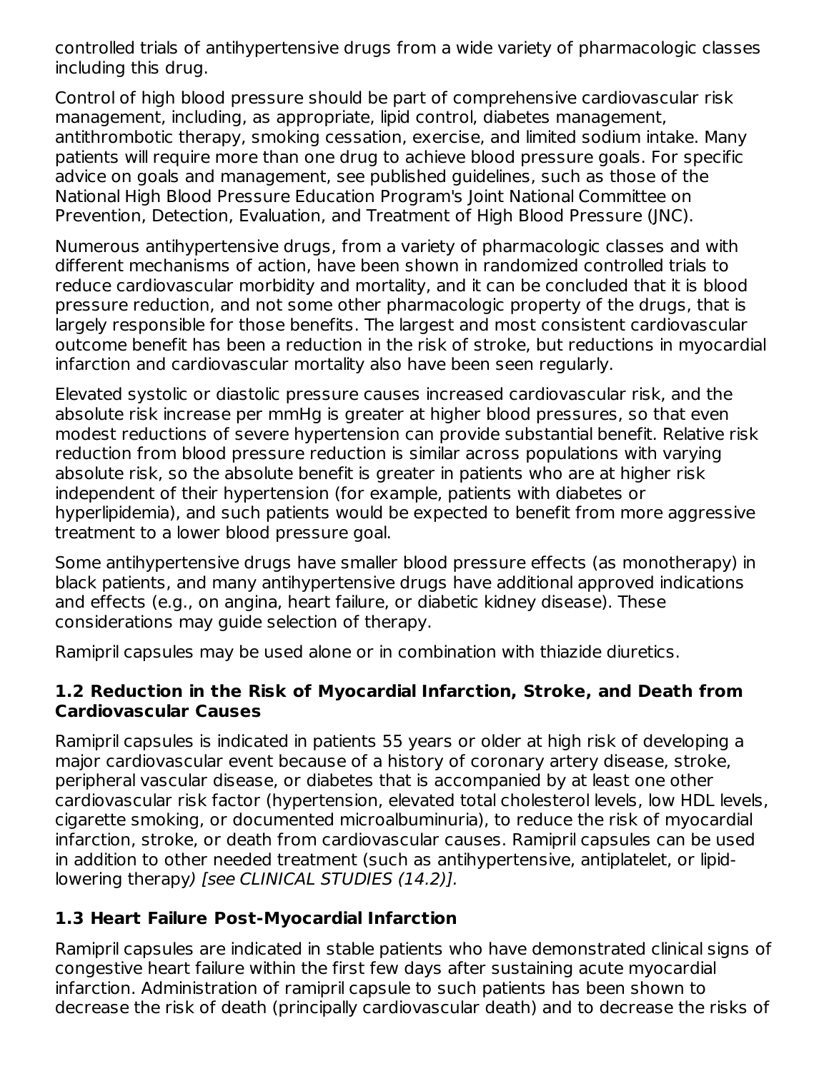controlled trials of antihypertensive drugs from a wide variety of pharmacologic classes including this drug.

Control of high blood pressure should be part of comprehensive cardiovascular risk management, including, as appropriate, lipid control, diabetes management, antithrombotic therapy, smoking cessation, exercise, and limited sodium intake. Many patients will require more than one drug to achieve blood pressure goals. For specific advice on goals and management, see published guidelines, such as those of the National High Blood Pressure Education Program's Joint National Committee on Prevention, Detection, Evaluation, and Treatment of High Blood Pressure (JNC).

Numerous antihypertensive drugs, from a variety of pharmacologic classes and with different mechanisms of action, have been shown in randomized controlled trials to reduce cardiovascular morbidity and mortality, and it can be concluded that it is blood pressure reduction, and not some other pharmacologic property of the drugs, that is largely responsible for those benefits. The largest and most consistent cardiovascular outcome benefit has been a reduction in the risk of stroke, but reductions in myocardial infarction and cardiovascular mortality also have been seen regularly.

Elevated systolic or diastolic pressure causes increased cardiovascular risk, and the absolute risk increase per mmHg is greater at higher blood pressures, so that even modest reductions of severe hypertension can provide substantial benefit. Relative risk reduction from blood pressure reduction is similar across populations with varying absolute risk, so the absolute benefit is greater in patients who are at higher risk independent of their hypertension (for example, patients with diabetes or hyperlipidemia), and such patients would be expected to benefit from more aggressive treatment to a lower blood pressure goal.

Some antihypertensive drugs have smaller blood pressure effects (as monotherapy) in black patients, and many antihypertensive drugs have additional approved indications and effects (e.g., on angina, heart failure, or diabetic kidney disease). These considerations may guide selection of therapy.

Ramipril capsules may be used alone or in combination with thiazide diuretics.

### 1.2 Reduction in the Risk of Myocardial Infarction, Stroke, and Death from Cardiovascular Causes

Ramipril capsules is indicated in patients 55 years or older at high risk of developing a major cardiovascular event because of a history of coronary artery disease, stroke, peripheral vascular disease, or diabetes that is accompanied by at least one other cardiovascular risk factor (hypertension, elevated total cholesterol levels, low HDL levels, cigarette smoking, or documented microalbuminuria), to reduce the risk of myocardial infarction, stroke, or death from cardiovascular causes. Ramipril capsules can be used in addition to other needed treatment (such as antihypertensive, antiplatelet, or lipid-lowering therapy*) [see CLINICAL STUDIES (14.2)].*

### 1.3 Heart Failure Post-Myocardial Infarction

Ramipril capsules are indicated in stable patients who have demonstrated clinical signs of congestive heart failure within the first few days after sustaining acute myocardial infarction. Administration of ramipril capsule to such patients has been shown to decrease the risk of death (principally cardiovascular death) and to decrease the risks of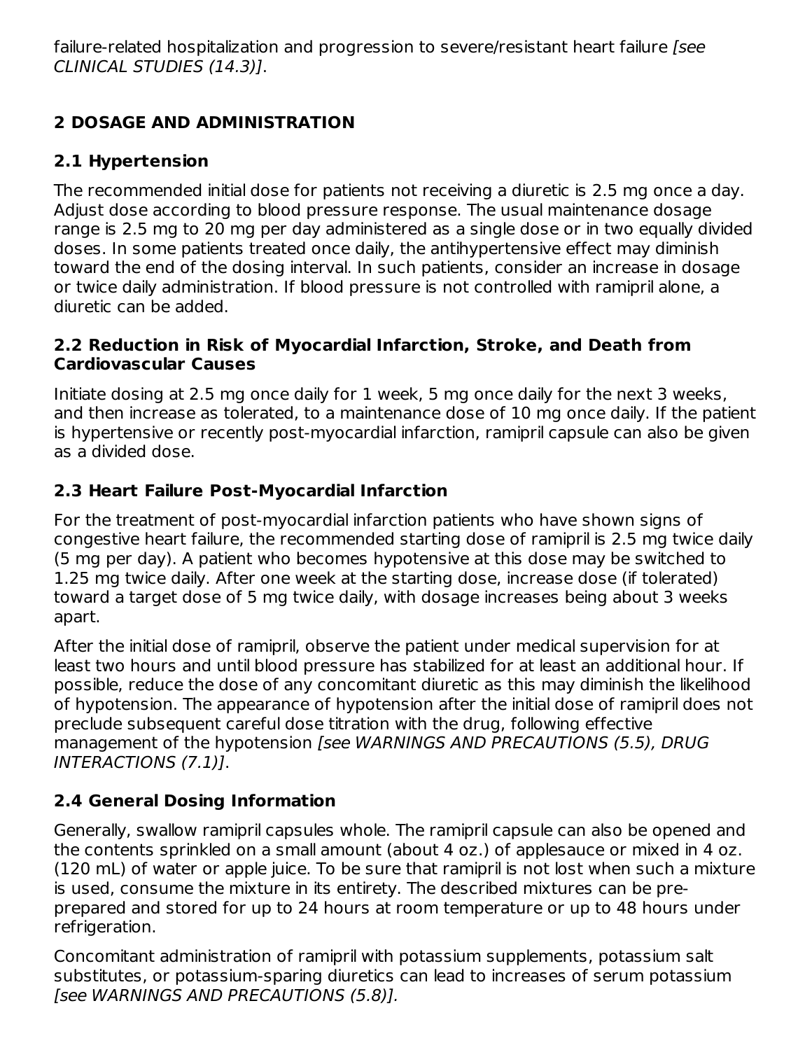failure-related hospitalization and progression to severe/resistant heart failure *[see CLINICAL STUDIES (14.3)]*.

## 2 DOSAGE AND ADMINISTRATION

### 2.1 Hypertension

The recommended initial dose for patients not receiving a diuretic is 2.5 mg once a day. Adjust dose according to blood pressure response. The usual maintenance dosage range is 2.5 mg to 20 mg per day administered as a single dose or in two equally divided doses. In some patients treated once daily, the antihypertensive effect may diminish toward the end of the dosing interval. In such patients, consider an increase in dosage or twice daily administration. If blood pressure is not controlled with ramipril alone, a diuretic can be added.

### 2.2 Reduction in Risk of Myocardial Infarction, Stroke, and Death from Cardiovascular Causes

Initiate dosing at 2.5 mg once daily for 1 week, 5 mg once daily for the next 3 weeks, and then increase as tolerated, to a maintenance dose of 10 mg once daily. If the patient is hypertensive or recently post-myocardial infarction, ramipril capsule can also be given as a divided dose.

### 2.3 Heart Failure Post-Myocardial Infarction

For the treatment of post-myocardial infarction patients who have shown signs of congestive heart failure, the recommended starting dose of ramipril is 2.5 mg twice daily (5 mg per day). A patient who becomes hypotensive at this dose may be switched to 1.25 mg twice daily. After one week at the starting dose, increase dose (if tolerated) toward a target dose of 5 mg twice daily, with dosage increases being about 3 weeks apart.

After the initial dose of ramipril, observe the patient under medical supervision for at least two hours and until blood pressure has stabilized for at least an additional hour. If possible, reduce the dose of any concomitant diuretic as this may diminish the likelihood of hypotension. The appearance of hypotension after the initial dose of ramipril does not preclude subsequent careful dose titration with the drug, following effective management of the hypotension *[see WARNINGS AND PRECAUTIONS (5.5), DRUG INTERACTIONS (7.1)]*.

### 2.4 General Dosing Information

Generally, swallow ramipril capsules whole. The ramipril capsule can also be opened and the contents sprinkled on a small amount (about 4 oz.) of applesauce or mixed in 4 oz. (120 mL) of water or apple juice. To be sure that ramipril is not lost when such a mixture is used, consume the mixture in its entirety. The described mixtures can be pre-prepared and stored for up to 24 hours at room temperature or up to 48 hours under refrigeration.

Concomitant administration of ramipril with potassium supplements, potassium salt substitutes, or potassium-sparing diuretics can lead to increases of serum potassium *[see WARNINGS AND PRECAUTIONS (5.8)].*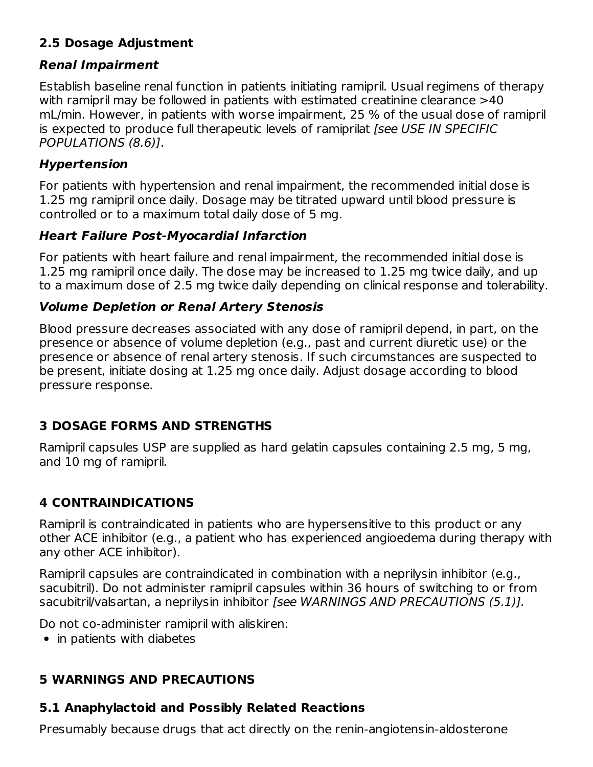### 2.5 Dosage Adjustment

#### *Renal Impairment*

Establish baseline renal function in patients initiating ramipril. Usual regimens of therapy with ramipril may be followed in patients with estimated creatinine clearance >40 mL/min. However, in patients with worse impairment, 25 % of the usual dose of ramipril is expected to produce full therapeutic levels of ramiprilat *[see USE IN SPECIFIC POPULATIONS (8.6)]*.

#### *Hypertension*

For patients with hypertension and renal impairment, the recommended initial dose is 1.25 mg ramipril once daily. Dosage may be titrated upward until blood pressure is controlled or to a maximum total daily dose of 5 mg.

#### *Heart Failure Post-Myocardial Infarction*

For patients with heart failure and renal impairment, the recommended initial dose is 1.25 mg ramipril once daily. The dose may be increased to 1.25 mg twice daily, and up to a maximum dose of 2.5 mg twice daily depending on clinical response and tolerability.

#### *Volume Depletion or Renal Artery Stenosis*

Blood pressure decreases associated with any dose of ramipril depend, in part, on the presence or absence of volume depletion (e.g., past and current diuretic use) or the presence or absence of renal artery stenosis. If such circumstances are suspected to be present, initiate dosing at 1.25 mg once daily. Adjust dosage according to blood pressure response.

## 3 DOSAGE FORMS AND STRENGTHS

Ramipril capsules USP are supplied as hard gelatin capsules containing 2.5 mg, 5 mg, and 10 mg of ramipril.

## 4 CONTRAINDICATIONS

Ramipril is contraindicated in patients who are hypersensitive to this product or any other ACE inhibitor (e.g., a patient who has experienced angioedema during therapy with any other ACE inhibitor).

Ramipril capsules are contraindicated in combination with a neprilysin inhibitor (e.g., sacubitril). Do not administer ramipril capsules within 36 hours of switching to or from sacubitril/valsartan, a neprilysin inhibitor *[see WARNINGS AND PRECAUTIONS (5.1)].*

Do not co-administer ramipril with aliskiren:

- in patients with diabetes

## 5 WARNINGS AND PRECAUTIONS

### 5.1 Anaphylactoid and Possibly Related Reactions

Presumably because drugs that act directly on the renin-angiotensin-aldosterone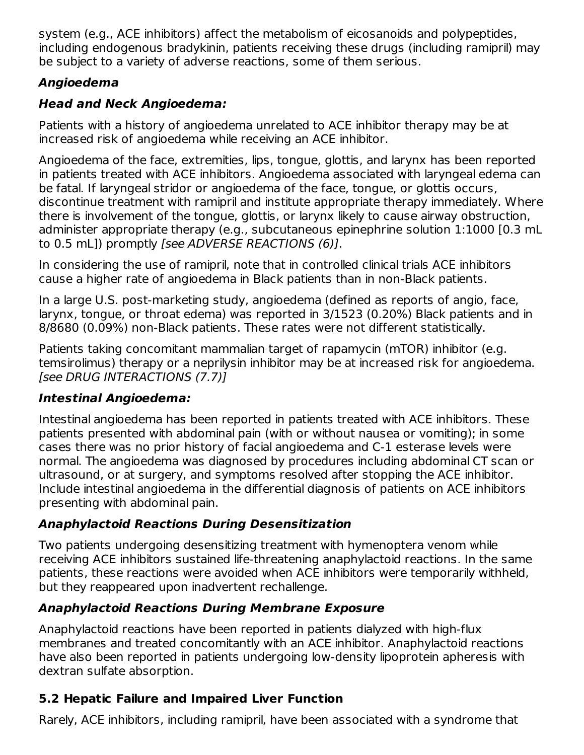system (e.g., ACE inhibitors) affect the metabolism of eicosanoids and polypeptides, including endogenous bradykinin, patients receiving these drugs (including ramipril) may be subject to a variety of adverse reactions, some of them serious.

***Angioedema***

***Head and Neck Angioedema:***

Patients with a history of angioedema unrelated to ACE inhibitor therapy may be at increased risk of angioedema while receiving an ACE inhibitor.

Angioedema of the face, extremities, lips, tongue, glottis, and larynx has been reported in patients treated with ACE inhibitors. Angioedema associated with laryngeal edema can be fatal. If laryngeal stridor or angioedema of the face, tongue, or glottis occurs, discontinue treatment with ramipril and institute appropriate therapy immediately. Where there is involvement of the tongue, glottis, or larynx likely to cause airway obstruction, administer appropriate therapy (e.g., subcutaneous epinephrine solution 1:1000 [0.3 mL to 0.5 mL]) promptly *[see ADVERSE REACTIONS (6)]*.

In considering the use of ramipril, note that in controlled clinical trials ACE inhibitors cause a higher rate of angioedema in Black patients than in non-Black patients.

In a large U.S. post-marketing study, angioedema (defined as reports of angio, face, larynx, tongue, or throat edema) was reported in 3/1523 (0.20%) Black patients and in 8/8680 (0.09%) non-Black patients. These rates were not different statistically.

Patients taking concomitant mammalian target of rapamycin (mTOR) inhibitor (e.g. temsirolimus) therapy or a neprilysin inhibitor may be at increased risk for angioedema. *[see DRUG INTERACTIONS (7.7)]*

***Intestinal Angioedema:***

Intestinal angioedema has been reported in patients treated with ACE inhibitors. These patients presented with abdominal pain (with or without nausea or vomiting); in some cases there was no prior history of facial angioedema and C-1 esterase levels were normal. The angioedema was diagnosed by procedures including abdominal CT scan or ultrasound, or at surgery, and symptoms resolved after stopping the ACE inhibitor. Include intestinal angioedema in the differential diagnosis of patients on ACE inhibitors presenting with abdominal pain.

***Anaphylactoid Reactions During Desensitization***

Two patients undergoing desensitizing treatment with hymenoptera venom while receiving ACE inhibitors sustained life-threatening anaphylactoid reactions. In the same patients, these reactions were avoided when ACE inhibitors were temporarily withheld, but they reappeared upon inadvertent rechallenge.

***Anaphylactoid Reactions During Membrane Exposure***

Anaphylactoid reactions have been reported in patients dialyzed with high-flux membranes and treated concomitantly with an ACE inhibitor. Anaphylactoid reactions have also been reported in patients undergoing low-density lipoprotein apheresis with dextran sulfate absorption.

## 5.2 Hepatic Failure and Impaired Liver Function

Rarely, ACE inhibitors, including ramipril, have been associated with a syndrome that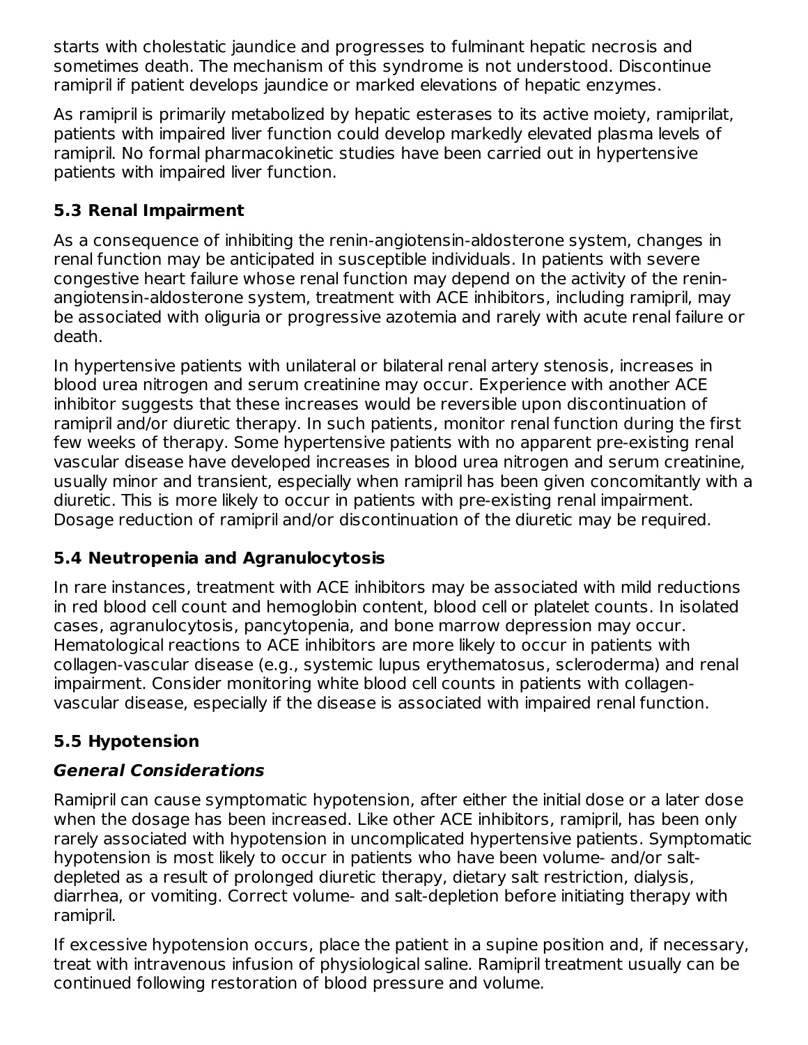starts with cholestatic jaundice and progresses to fulminant hepatic necrosis and sometimes death. The mechanism of this syndrome is not understood. Discontinue ramipril if patient develops jaundice or marked elevations of hepatic enzymes.

As ramipril is primarily metabolized by hepatic esterases to its active moiety, ramiprilat, patients with impaired liver function could develop markedly elevated plasma levels of ramipril. No formal pharmacokinetic studies have been carried out in hypertensive patients with impaired liver function.

## 5.3 Renal Impairment

As a consequence of inhibiting the renin-angiotensin-aldosterone system, changes in renal function may be anticipated in susceptible individuals. In patients with severe congestive heart failure whose renal function may depend on the activity of the renin-angiotensin-aldosterone system, treatment with ACE inhibitors, including ramipril, may be associated with oliguria or progressive azotemia and rarely with acute renal failure or death.

In hypertensive patients with unilateral or bilateral renal artery stenosis, increases in blood urea nitrogen and serum creatinine may occur. Experience with another ACE inhibitor suggests that these increases would be reversible upon discontinuation of ramipril and/or diuretic therapy. In such patients, monitor renal function during the first few weeks of therapy. Some hypertensive patients with no apparent pre-existing renal vascular disease have developed increases in blood urea nitrogen and serum creatinine, usually minor and transient, especially when ramipril has been given concomitantly with a diuretic. This is more likely to occur in patients with pre-existing renal impairment. Dosage reduction of ramipril and/or discontinuation of the diuretic may be required.

## 5.4 Neutropenia and Agranulocytosis

In rare instances, treatment with ACE inhibitors may be associated with mild reductions in red blood cell count and hemoglobin content, blood cell or platelet counts. In isolated cases, agranulocytosis, pancytopenia, and bone marrow depression may occur. Hematological reactions to ACE inhibitors are more likely to occur in patients with collagen-vascular disease (e.g., systemic lupus erythematosus, scleroderma) and renal impairment. Consider monitoring white blood cell counts in patients with collagen-vascular disease, especially if the disease is associated with impaired renal function.

## 5.5 Hypotension

### *General Considerations*

Ramipril can cause symptomatic hypotension, after either the initial dose or a later dose when the dosage has been increased. Like other ACE inhibitors, ramipril, has been only rarely associated with hypotension in uncomplicated hypertensive patients. Symptomatic hypotension is most likely to occur in patients who have been volume- and/or salt-depleted as a result of prolonged diuretic therapy, dietary salt restriction, dialysis, diarrhea, or vomiting. Correct volume- and salt-depletion before initiating therapy with ramipril.

If excessive hypotension occurs, place the patient in a supine position and, if necessary, treat with intravenous infusion of physiological saline. Ramipril treatment usually can be continued following restoration of blood pressure and volume.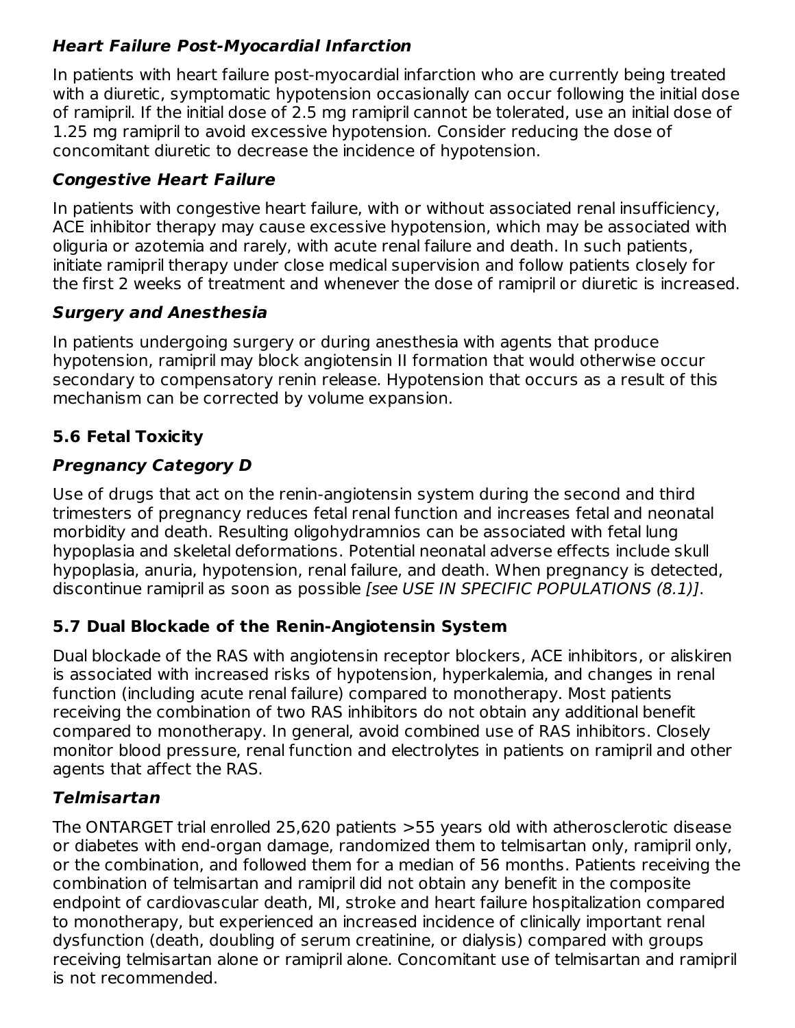***Heart Failure Post-Myocardial Infarction***

In patients with heart failure post-myocardial infarction who are currently being treated with a diuretic, symptomatic hypotension occasionally can occur following the initial dose of ramipril. If the initial dose of 2.5 mg ramipril cannot be tolerated, use an initial dose of 1.25 mg ramipril to avoid excessive hypotension*.* Consider reducing the dose of concomitant diuretic to decrease the incidence of hypotension.

***Congestive Heart Failure***

In patients with congestive heart failure, with or without associated renal insufficiency, ACE inhibitor therapy may cause excessive hypotension, which may be associated with oliguria or azotemia and rarely, with acute renal failure and death. In such patients, initiate ramipril therapy under close medical supervision and follow patients closely for the first 2 weeks of treatment and whenever the dose of ramipril or diuretic is increased.

***Surgery and Anesthesia***

In patients undergoing surgery or during anesthesia with agents that produce hypotension, ramipril may block angiotensin II formation that would otherwise occur secondary to compensatory renin release. Hypotension that occurs as a result of this mechanism can be corrected by volume expansion.

### 5.6 Fetal Toxicity

***Pregnancy Category D***

Use of drugs that act on the renin-angiotensin system during the second and third trimesters of pregnancy reduces fetal renal function and increases fetal and neonatal morbidity and death. Resulting oligohydramnios can be associated with fetal lung hypoplasia and skeletal deformations. Potential neonatal adverse effects include skull hypoplasia, anuria, hypotension, renal failure, and death. When pregnancy is detected, discontinue ramipril as soon as possible *[see USE IN SPECIFIC POPULATIONS (8.1)]*.

### 5.7 Dual Blockade of the Renin-Angiotensin System

Dual blockade of the RAS with angiotensin receptor blockers, ACE inhibitors, or aliskiren is associated with increased risks of hypotension, hyperkalemia, and changes in renal function (including acute renal failure) compared to monotherapy. Most patients receiving the combination of two RAS inhibitors do not obtain any additional benefit compared to monotherapy. In general, avoid combined use of RAS inhibitors. Closely monitor blood pressure, renal function and electrolytes in patients on ramipril and other agents that affect the RAS.

***Telmisartan***

The ONTARGET trial enrolled 25,620 patients >55 years old with atherosclerotic disease or diabetes with end-organ damage, randomized them to telmisartan only, ramipril only, or the combination, and followed them for a median of 56 months. Patients receiving the combination of telmisartan and ramipril did not obtain any benefit in the composite endpoint of cardiovascular death, MI, stroke and heart failure hospitalization compared to monotherapy, but experienced an increased incidence of clinically important renal dysfunction (death, doubling of serum creatinine, or dialysis) compared with groups receiving telmisartan alone or ramipril alone. Concomitant use of telmisartan and ramipril is not recommended.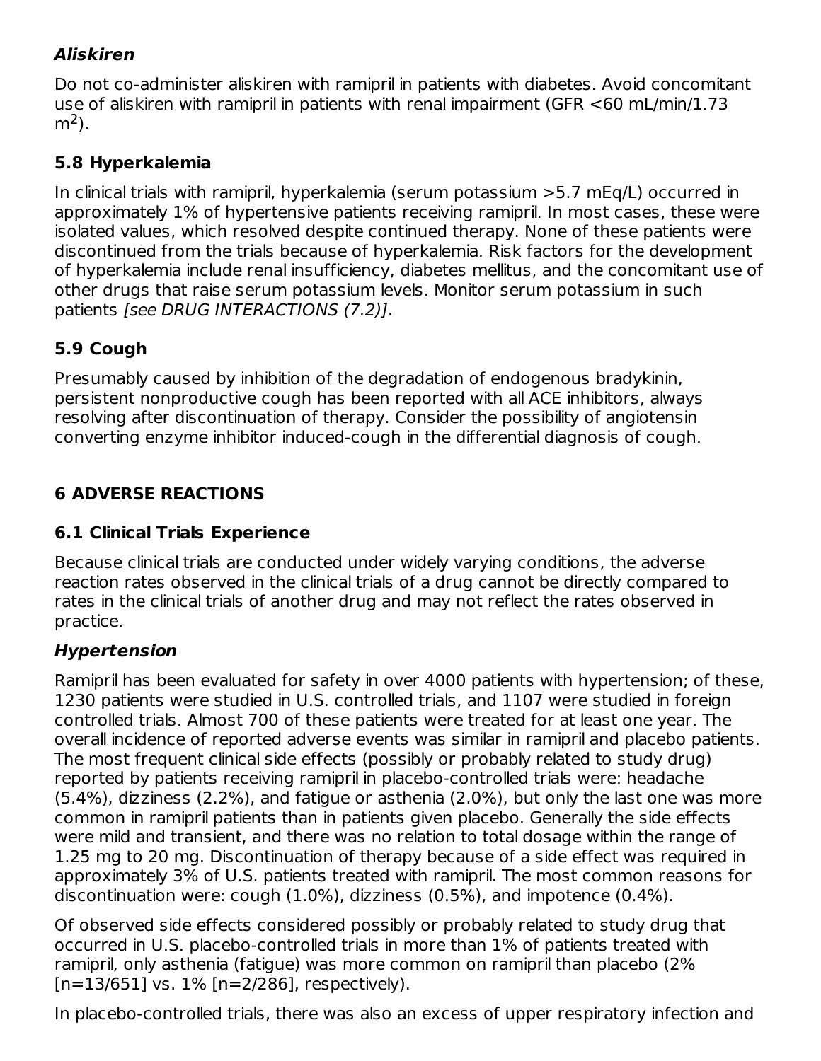### *Aliskiren*

Do not co-administer aliskiren with ramipril in patients with diabetes. Avoid concomitant use of aliskiren with ramipril in patients with renal impairment (GFR <60 mL/min/1.73 $m^2$).

### 5.8 Hyperkalemia

In clinical trials with ramipril, hyperkalemia (serum potassium >5.7 mEq/L) occurred in approximately 1% of hypertensive patients receiving ramipril. In most cases, these were isolated values, which resolved despite continued therapy. None of these patients were discontinued from the trials because of hyperkalemia. Risk factors for the development of hyperkalemia include renal insufficiency, diabetes mellitus, and the concomitant use of other drugs that raise serum potassium levels. Monitor serum potassium in such patients *[see DRUG INTERACTIONS (7.2)]*.

### 5.9 Cough

Presumably caused by inhibition of the degradation of endogenous bradykinin, persistent nonproductive cough has been reported with all ACE inhibitors, always resolving after discontinuation of therapy. Consider the possibility of angiotensin converting enzyme inhibitor induced-cough in the differential diagnosis of cough.

## 6 ADVERSE REACTIONS

### 6.1 Clinical Trials Experience

Because clinical trials are conducted under widely varying conditions, the adverse reaction rates observed in the clinical trials of a drug cannot be directly compared to rates in the clinical trials of another drug and may not reflect the rates observed in practice.

#### *Hypertension*

Ramipril has been evaluated for safety in over 4000 patients with hypertension; of these, 1230 patients were studied in U.S. controlled trials, and 1107 were studied in foreign controlled trials. Almost 700 of these patients were treated for at least one year. The overall incidence of reported adverse events was similar in ramipril and placebo patients. The most frequent clinical side effects (possibly or probably related to study drug) reported by patients receiving ramipril in placebo-controlled trials were: headache (5.4%), dizziness (2.2%), and fatigue or asthenia (2.0%), but only the last one was more common in ramipril patients than in patients given placebo. Generally the side effects were mild and transient, and there was no relation to total dosage within the range of 1.25 mg to 20 mg. Discontinuation of therapy because of a side effect was required in approximately 3% of U.S. patients treated with ramipril. The most common reasons for discontinuation were: cough (1.0%), dizziness (0.5%), and impotence (0.4%).

Of observed side effects considered possibly or probably related to study drug that occurred in U.S. placebo-controlled trials in more than 1% of patients treated with ramipril, only asthenia (fatigue) was more common on ramipril than placebo (2% [n=13/651] vs. 1% [n=2/286], respectively).

In placebo-controlled trials, there was also an excess of upper respiratory infection and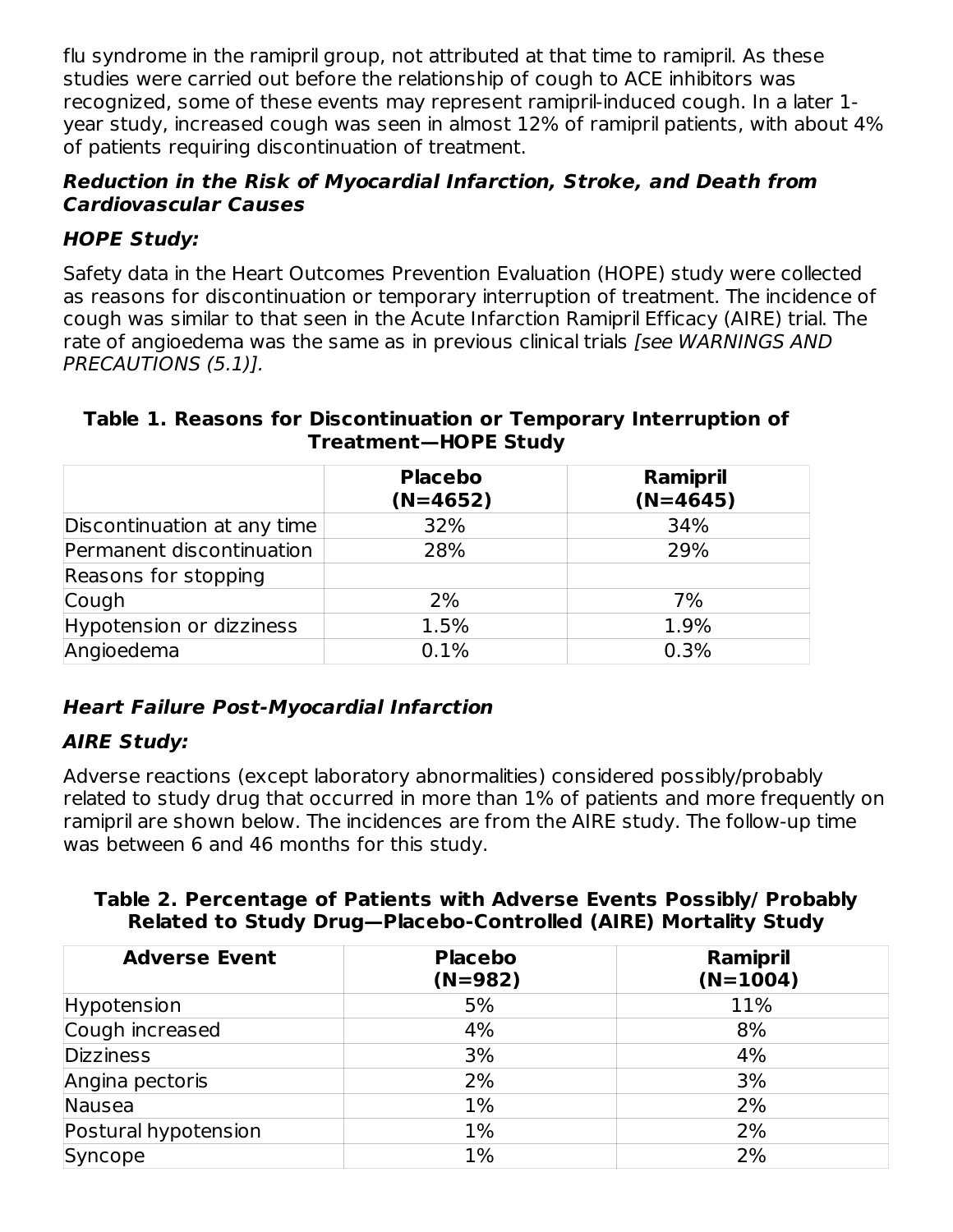flu syndrome in the ramipril group, not attributed at that time to ramipril. As these studies were carried out before the relationship of cough to ACE inhibitors was recognized, some of these events may represent ramipril-induced cough. In a later 1-year study, increased cough was seen in almost 12% of ramipril patients, with about 4% of patients requiring discontinuation of treatment.

### *Reduction in the Risk of Myocardial Infarction, Stroke, and Death from Cardiovascular Causes*

### *HOPE Study:*

Safety data in the Heart Outcomes Prevention Evaluation (HOPE) study were collected as reasons for discontinuation or temporary interruption of treatment. The incidence of cough was similar to that seen in the Acute Infarction Ramipril Efficacy (AIRE) trial. The rate of angioedema was the same as in previous clinical trials *[see WARNINGS AND PRECAUTIONS (5.1)].*

**Table 1. Reasons for Discontinuation or Temporary Interruption of Treatment—HOPE Study**

| | Placebo (N=4652) | Ramipril (N=4645) |
|---|---|---|
| Discontinuation at any time | 32% | 34% |
| Permanent discontinuation | 28% | 29% |
| Reasons for stopping | | |
| Cough | 2% | 7% |
| Hypotension or dizziness | 1.5% | 1.9% |
| Angioedema | 0.1% | 0.3% |

### *Heart Failure Post-Myocardial Infarction*

### *AIRE Study:*

Adverse reactions (except laboratory abnormalities) considered possibly/probably related to study drug that occurred in more than 1% of patients and more frequently on ramipril are shown below. The incidences are from the AIRE study. The follow-up time was between 6 and 46 months for this study.

**Table 2. Percentage of Patients with Adverse Events Possibly/ Probably Related to Study Drug—Placebo-Controlled (AIRE) Mortality Study**

| Adverse Event | Placebo (N=982) | Ramipril (N=1004) |
|---|---|---|
| Hypotension | 5% | 11% |
| Cough increased | 4% | 8% |
| Dizziness | 3% | 4% |
| Angina pectoris | 2% | 3% |
| Nausea | 1% | 2% |
| Postural hypotension | 1% | 2% |
| Syncope | 1% | 2% |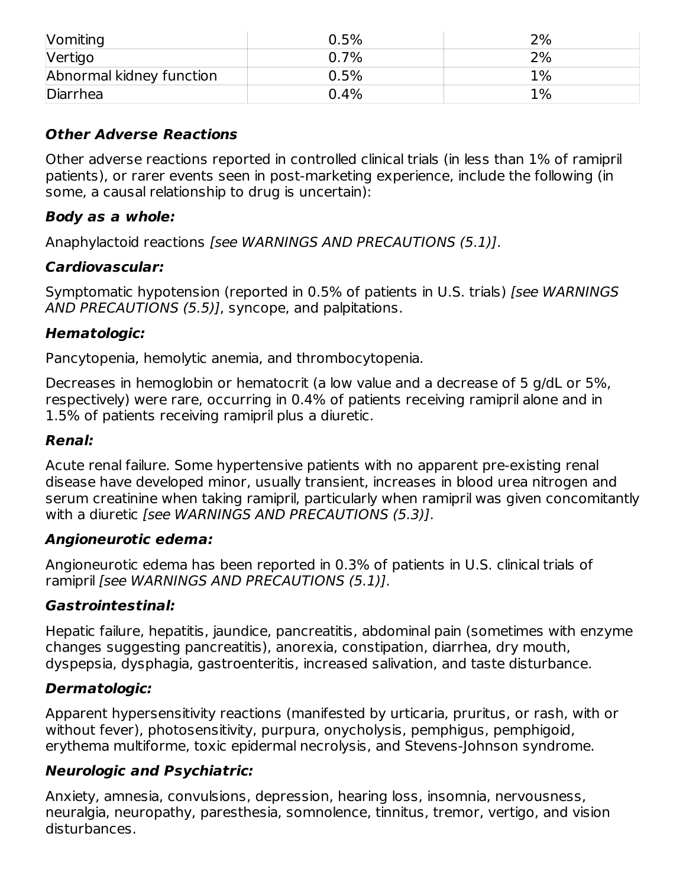| Vomiting | 0.5% | 2% |
|---|---|---|
| Vertigo | 0.7% | 2% |
| Abnormal kidney function | 0.5% | 1% |
| Diarrhea | 0.4% | 1% |

***Other Adverse Reactions***

Other adverse reactions reported in controlled clinical trials (in less than 1% of ramipril patients), or rarer events seen in post-marketing experience, include the following (in some, a causal relationship to drug is uncertain):

***Body as a whole:***

Anaphylactoid reactions *[see WARNINGS AND PRECAUTIONS (5.1)]*.

***Cardiovascular:***

Symptomatic hypotension (reported in 0.5% of patients in U.S. trials) *[see WARNINGS AND PRECAUTIONS (5.5)]*, syncope, and palpitations.

***Hematologic:***

Pancytopenia, hemolytic anemia, and thrombocytopenia.

Decreases in hemoglobin or hematocrit (a low value and a decrease of 5 g/dL or 5%, respectively) were rare, occurring in 0.4% of patients receiving ramipril alone and in 1.5% of patients receiving ramipril plus a diuretic.

***Renal:***

Acute renal failure. Some hypertensive patients with no apparent pre-existing renal disease have developed minor, usually transient, increases in blood urea nitrogen and serum creatinine when taking ramipril, particularly when ramipril was given concomitantly with a diuretic *[see WARNINGS AND PRECAUTIONS (5.3)]*.

***Angioneurotic edema:***

Angioneurotic edema has been reported in 0.3% of patients in U.S. clinical trials of ramipril *[see WARNINGS AND PRECAUTIONS (5.1)]*.

***Gastrointestinal:***

Hepatic failure, hepatitis, jaundice, pancreatitis, abdominal pain (sometimes with enzyme changes suggesting pancreatitis), anorexia, constipation, diarrhea, dry mouth, dyspepsia, dysphagia, gastroenteritis, increased salivation, and taste disturbance.

***Dermatologic:***

Apparent hypersensitivity reactions (manifested by urticaria, pruritus, or rash, with or without fever), photosensitivity, purpura, onycholysis, pemphigus, pemphigoid, erythema multiforme, toxic epidermal necrolysis, and Stevens-Johnson syndrome.

***Neurologic and Psychiatric:***

Anxiety, amnesia, convulsions, depression, hearing loss, insomnia, nervousness, neuralgia, neuropathy, paresthesia, somnolence, tinnitus, tremor, vertigo, and vision disturbances.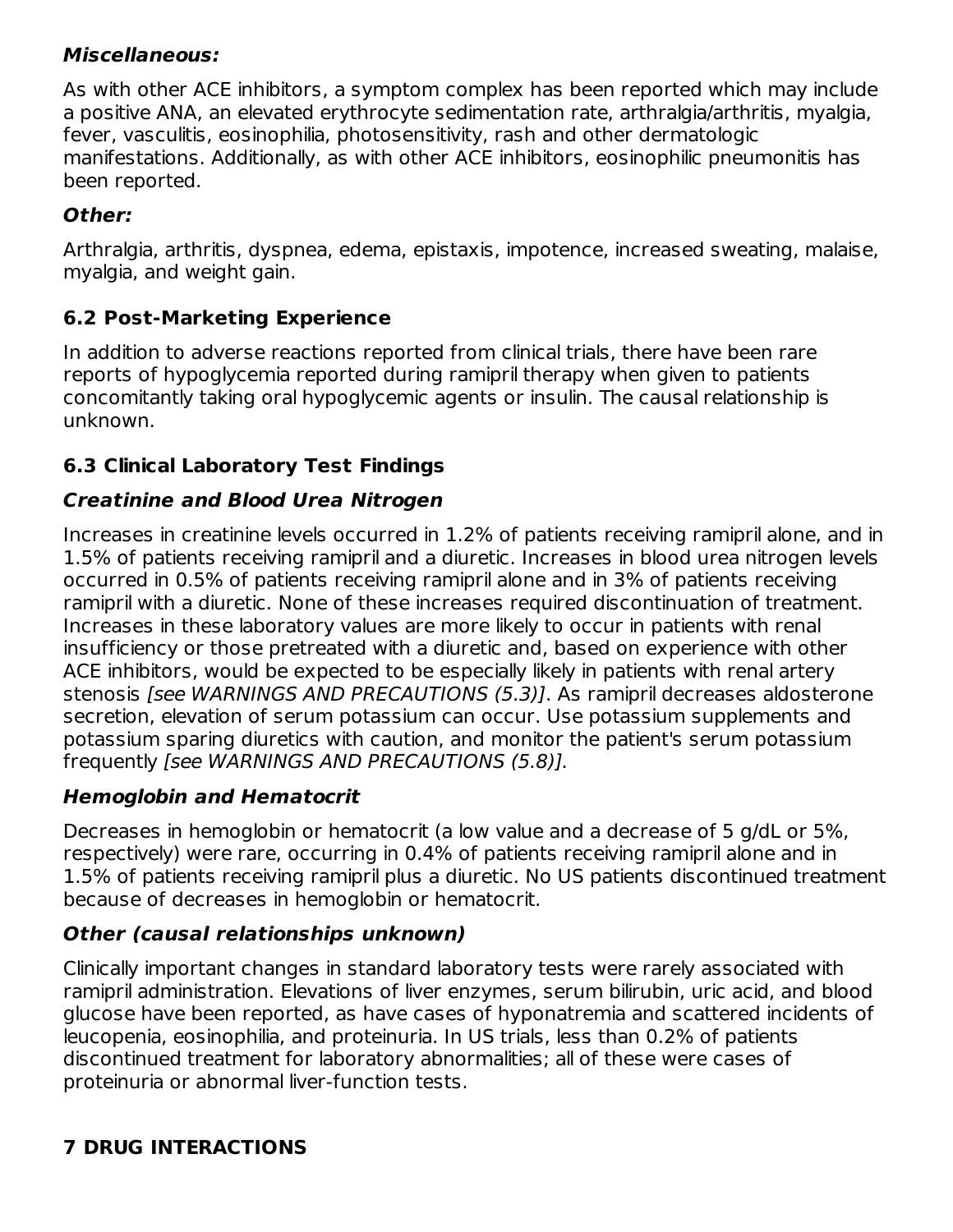***Miscellaneous:***

As with other ACE inhibitors, a symptom complex has been reported which may include a positive ANA, an elevated erythrocyte sedimentation rate, arthralgia/arthritis, myalgia, fever, vasculitis, eosinophilia, photosensitivity, rash and other dermatologic manifestations. Additionally, as with other ACE inhibitors, eosinophilic pneumonitis has been reported.

***Other:***

Arthralgia, arthritis, dyspnea, edema, epistaxis, impotence, increased sweating, malaise, myalgia, and weight gain.

## 6.2 Post-Marketing Experience

In addition to adverse reactions reported from clinical trials, there have been rare reports of hypoglycemia reported during ramipril therapy when given to patients concomitantly taking oral hypoglycemic agents or insulin. The causal relationship is unknown.

## 6.3 Clinical Laboratory Test Findings

***Creatinine and Blood Urea Nitrogen***

Increases in creatinine levels occurred in 1.2% of patients receiving ramipril alone, and in 1.5% of patients receiving ramipril and a diuretic. Increases in blood urea nitrogen levels occurred in 0.5% of patients receiving ramipril alone and in 3% of patients receiving ramipril with a diuretic. None of these increases required discontinuation of treatment. Increases in these laboratory values are more likely to occur in patients with renal insufficiency or those pretreated with a diuretic and, based on experience with other ACE inhibitors, would be expected to be especially likely in patients with renal artery stenosis *[see WARNINGS AND PRECAUTIONS (5.3)]*. As ramipril decreases aldosterone secretion, elevation of serum potassium can occur. Use potassium supplements and potassium sparing diuretics with caution, and monitor the patient's serum potassium frequently *[see WARNINGS AND PRECAUTIONS (5.8)].*

***Hemoglobin and Hematocrit***

Decreases in hemoglobin or hematocrit (a low value and a decrease of 5 g/dL or 5%, respectively) were rare, occurring in 0.4% of patients receiving ramipril alone and in 1.5% of patients receiving ramipril plus a diuretic. No US patients discontinued treatment because of decreases in hemoglobin or hematocrit.

***Other (causal relationships unknown)***

Clinically important changes in standard laboratory tests were rarely associated with ramipril administration. Elevations of liver enzymes, serum bilirubin, uric acid, and blood glucose have been reported, as have cases of hyponatremia and scattered incidents of leucopenia, eosinophilia, and proteinuria. In US trials, less than 0.2% of patients discontinued treatment for laboratory abnormalities; all of these were cases of proteinuria or abnormal liver-function tests.

# 7 DRUG INTERACTIONS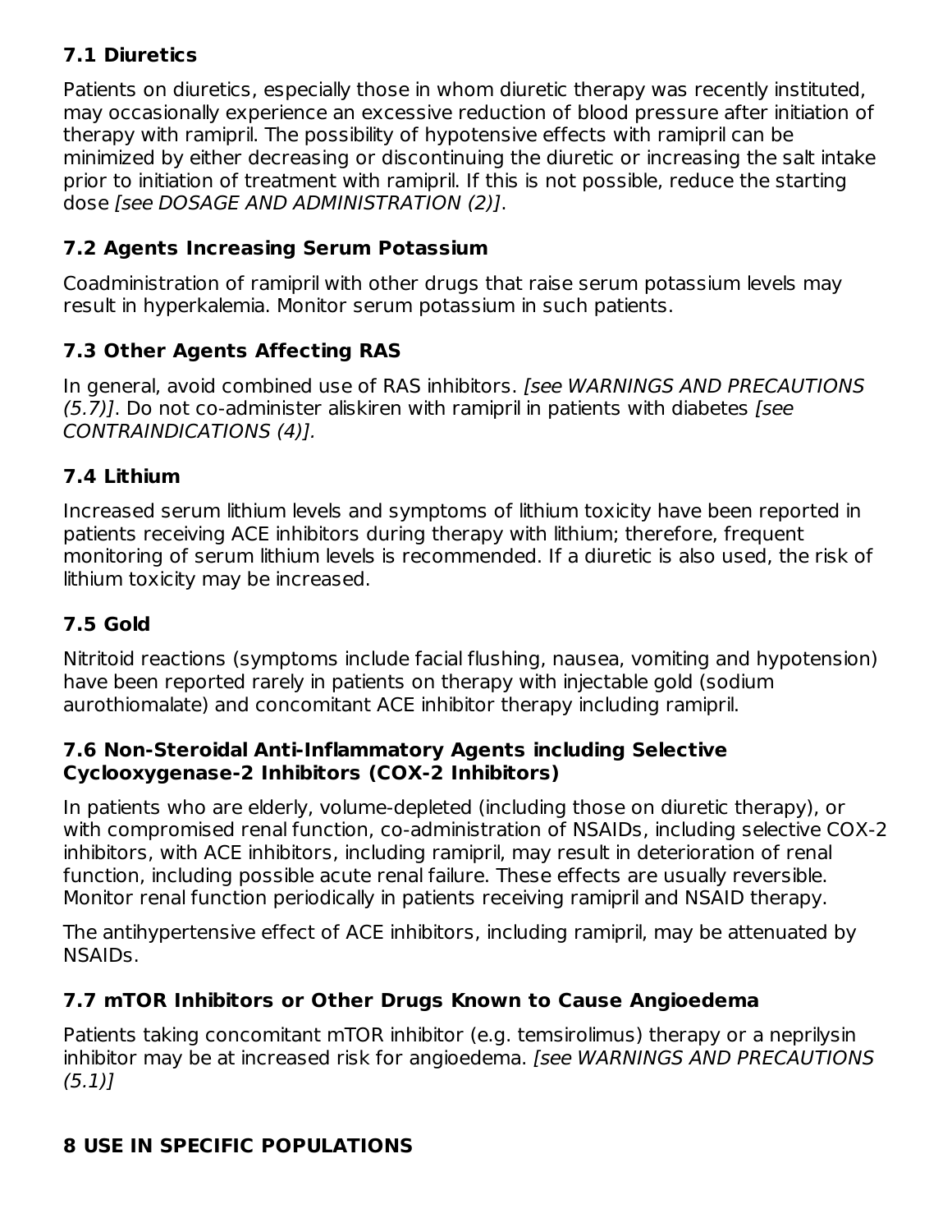### 7.1 Diuretics

Patients on diuretics, especially those in whom diuretic therapy was recently instituted, may occasionally experience an excessive reduction of blood pressure after initiation of therapy with ramipril. The possibility of hypotensive effects with ramipril can be minimized by either decreasing or discontinuing the diuretic or increasing the salt intake prior to initiation of treatment with ramipril. If this is not possible, reduce the starting dose *[see DOSAGE AND ADMINISTRATION (2)]*.

### 7.2 Agents Increasing Serum Potassium

Coadministration of ramipril with other drugs that raise serum potassium levels may result in hyperkalemia. Monitor serum potassium in such patients.

### 7.3 Other Agents Affecting RAS

In general, avoid combined use of RAS inhibitors. *[see WARNINGS AND PRECAUTIONS (5.7)]*. Do not co-administer aliskiren with ramipril in patients with diabetes *[see CONTRAINDICATIONS (4)].*

### 7.4 Lithium

Increased serum lithium levels and symptoms of lithium toxicity have been reported in patients receiving ACE inhibitors during therapy with lithium; therefore, frequent monitoring of serum lithium levels is recommended. If a diuretic is also used, the risk of lithium toxicity may be increased.

### 7.5 Gold

Nitritoid reactions (symptoms include facial flushing, nausea, vomiting and hypotension) have been reported rarely in patients on therapy with injectable gold (sodium aurothiomalate) and concomitant ACE inhibitor therapy including ramipril.

### 7.6 Non-Steroidal Anti-Inflammatory Agents including Selective Cyclooxygenase-2 Inhibitors (COX-2 Inhibitors)

In patients who are elderly, volume-depleted (including those on diuretic therapy), or with compromised renal function, co-administration of NSAIDs, including selective COX-2 inhibitors, with ACE inhibitors, including ramipril, may result in deterioration of renal function, including possible acute renal failure. These effects are usually reversible. Monitor renal function periodically in patients receiving ramipril and NSAID therapy.

The antihypertensive effect of ACE inhibitors, including ramipril, may be attenuated by NSAIDs.

### 7.7 mTOR Inhibitors or Other Drugs Known to Cause Angioedema

Patients taking concomitant mTOR inhibitor (e.g. temsirolimus) therapy or a neprilysin inhibitor may be at increased risk for angioedema. *[see WARNINGS AND PRECAUTIONS (5.1)]*

## 8 USE IN SPECIFIC POPULATIONS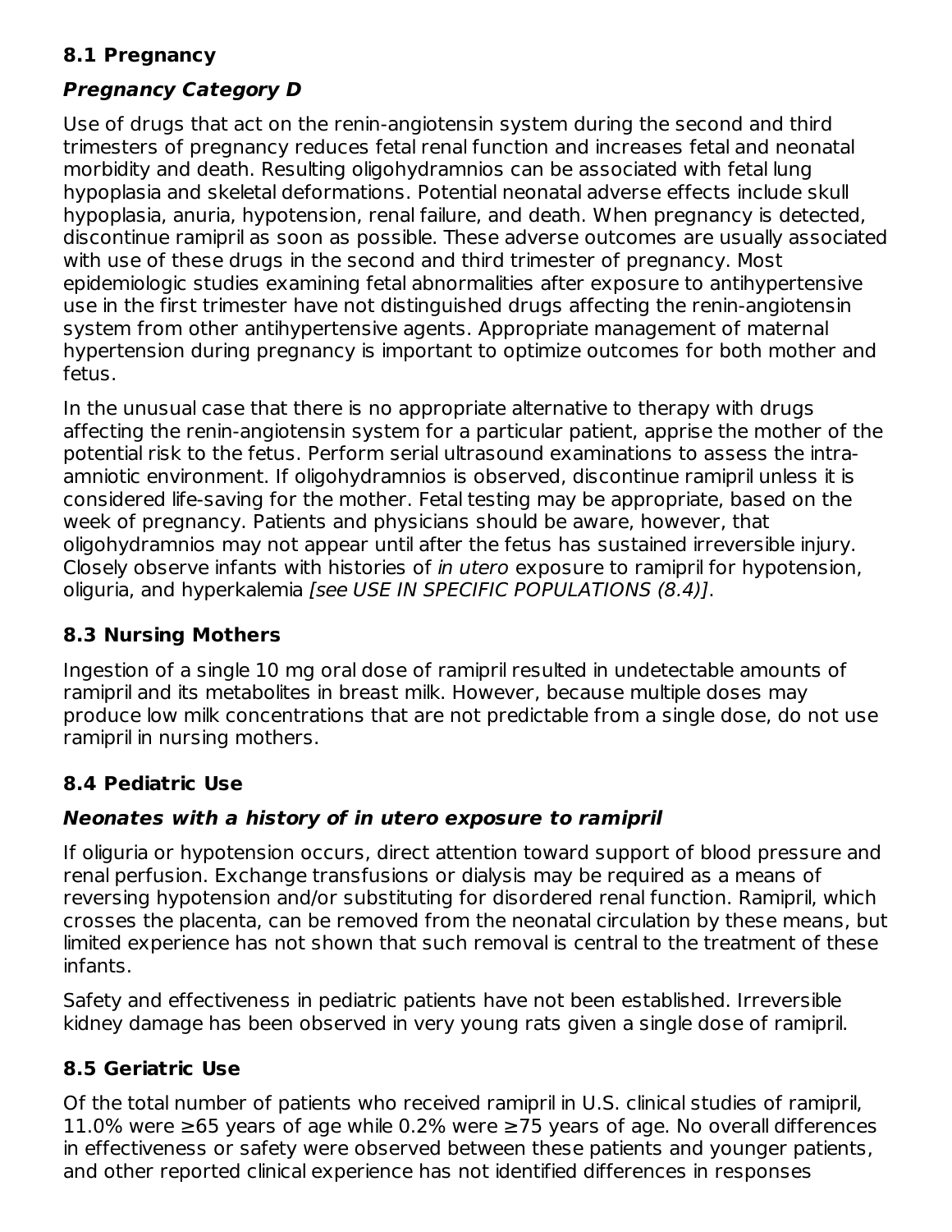## 8.1 Pregnancy

### *Pregnancy Category D*

Use of drugs that act on the renin-angiotensin system during the second and third trimesters of pregnancy reduces fetal renal function and increases fetal and neonatal morbidity and death. Resulting oligohydramnios can be associated with fetal lung hypoplasia and skeletal deformations. Potential neonatal adverse effects include skull hypoplasia, anuria, hypotension, renal failure, and death. When pregnancy is detected, discontinue ramipril as soon as possible. These adverse outcomes are usually associated with use of these drugs in the second and third trimester of pregnancy. Most epidemiologic studies examining fetal abnormalities after exposure to antihypertensive use in the first trimester have not distinguished drugs affecting the renin-angiotensin system from other antihypertensive agents. Appropriate management of maternal hypertension during pregnancy is important to optimize outcomes for both mother and fetus.

In the unusual case that there is no appropriate alternative to therapy with drugs affecting the renin-angiotensin system for a particular patient, apprise the mother of the potential risk to the fetus. Perform serial ultrasound examinations to assess the intra-amniotic environment. If oligohydramnios is observed, discontinue ramipril unless it is considered life-saving for the mother. Fetal testing may be appropriate, based on the week of pregnancy. Patients and physicians should be aware, however, that oligohydramnios may not appear until after the fetus has sustained irreversible injury. Closely observe infants with histories of *in utero* exposure to ramipril for hypotension, oliguria, and hyperkalemia *[see USE IN SPECIFIC POPULATIONS (8.4)]*.

## 8.3 Nursing Mothers

Ingestion of a single 10 mg oral dose of ramipril resulted in undetectable amounts of ramipril and its metabolites in breast milk. However, because multiple doses may produce low milk concentrations that are not predictable from a single dose, do not use ramipril in nursing mothers.

## 8.4 Pediatric Use

### *Neonates with a history of in utero exposure to ramipril*

If oliguria or hypotension occurs, direct attention toward support of blood pressure and renal perfusion. Exchange transfusions or dialysis may be required as a means of reversing hypotension and/or substituting for disordered renal function. Ramipril, which crosses the placenta, can be removed from the neonatal circulation by these means, but limited experience has not shown that such removal is central to the treatment of these infants.

Safety and effectiveness in pediatric patients have not been established. Irreversible kidney damage has been observed in very young rats given a single dose of ramipril.

## 8.5 Geriatric Use

Of the total number of patients who received ramipril in U.S. clinical studies of ramipril, 11.0% were ≥65 years of age while 0.2% were ≥75 years of age. No overall differences in effectiveness or safety were observed between these patients and younger patients, and other reported clinical experience has not identified differences in responses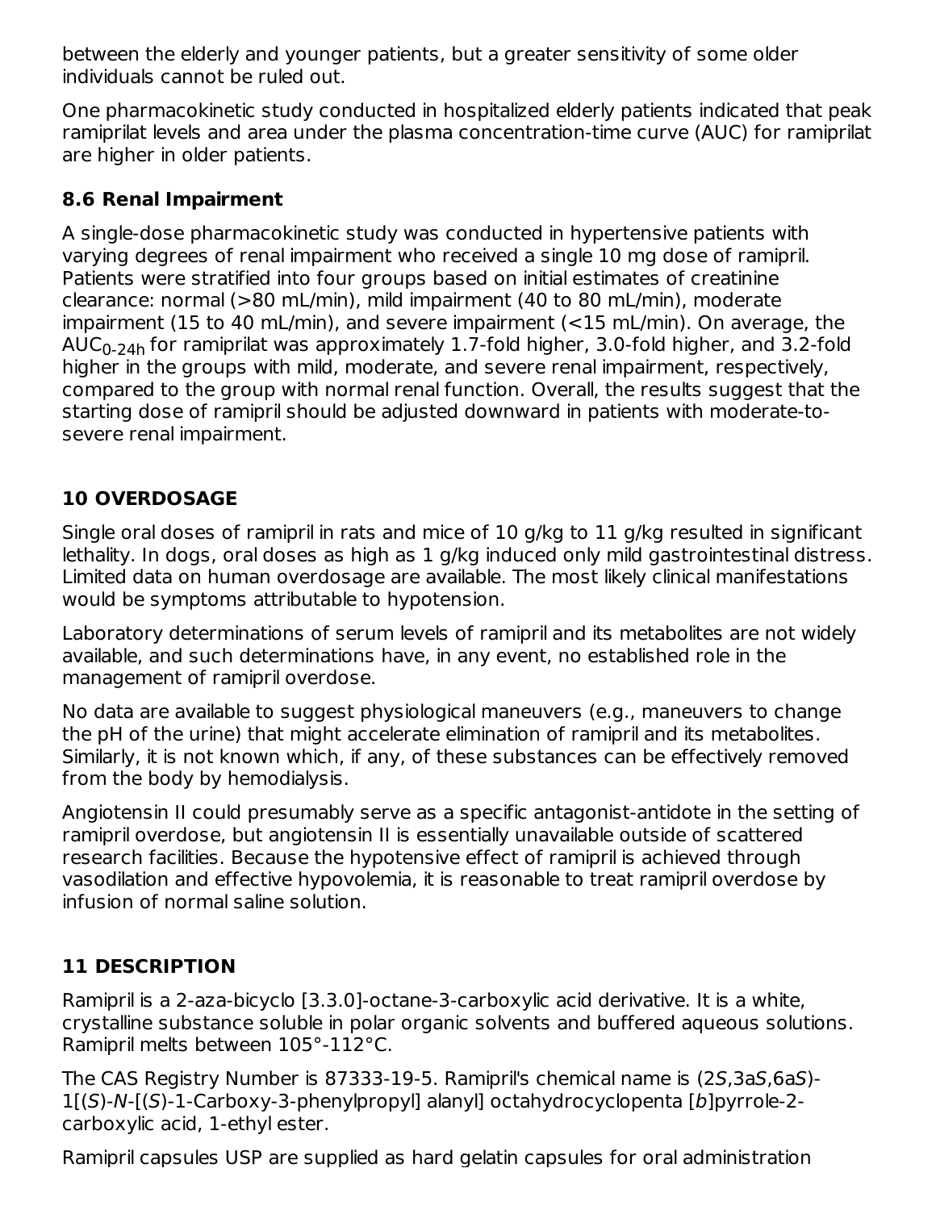between the elderly and younger patients, but a greater sensitivity of some older individuals cannot be ruled out.

One pharmacokinetic study conducted in hospitalized elderly patients indicated that peak ramiprilat levels and area under the plasma concentration-time curve (AUC) for ramiprilat are higher in older patients.

### 8.6 Renal Impairment

A single-dose pharmacokinetic study was conducted in hypertensive patients with varying degrees of renal impairment who received a single 10 mg dose of ramipril. Patients were stratified into four groups based on initial estimates of creatinine clearance: normal (>80 mL/min), mild impairment (40 to 80 mL/min), moderate impairment (15 to 40 mL/min), and severe impairment (<15 mL/min). On average, the $AUC_{0\text{-}24h}$ for ramiprilat was approximately 1.7-fold higher, 3.0-fold higher, and 3.2-fold higher in the groups with mild, moderate, and severe renal impairment, respectively, compared to the group with normal renal function. Overall, the results suggest that the starting dose of ramipril should be adjusted downward in patients with moderate-to-severe renal impairment.

## 10 OVERDOSAGE

Single oral doses of ramipril in rats and mice of 10 g/kg to 11 g/kg resulted in significant lethality. In dogs, oral doses as high as 1 g/kg induced only mild gastrointestinal distress. Limited data on human overdosage are available. The most likely clinical manifestations would be symptoms attributable to hypotension.

Laboratory determinations of serum levels of ramipril and its metabolites are not widely available, and such determinations have, in any event, no established role in the management of ramipril overdose.

No data are available to suggest physiological maneuvers (e.g., maneuvers to change the pH of the urine) that might accelerate elimination of ramipril and its metabolites. Similarly, it is not known which, if any, of these substances can be effectively removed from the body by hemodialysis.

Angiotensin II could presumably serve as a specific antagonist-antidote in the setting of ramipril overdose, but angiotensin II is essentially unavailable outside of scattered research facilities. Because the hypotensive effect of ramipril is achieved through vasodilation and effective hypovolemia, it is reasonable to treat ramipril overdose by infusion of normal saline solution.

## 11 DESCRIPTION

Ramipril is a 2-aza-bicyclo [3.3.0]-octane-3-carboxylic acid derivative. It is a white, crystalline substance soluble in polar organic solvents and buffered aqueous solutions. Ramipril melts between 105°-112°C.

The CAS Registry Number is 87333-19-5. Ramipril's chemical name is (2*S*,3a*S*,6a*S*)-1[(*S*)-*N*-[(*S*)-1-Carboxy-3-phenylpropyl] alanyl] octahydrocyclopenta [*b*]pyrrole-2-carboxylic acid, 1-ethyl ester.

Ramipril capsules USP are supplied as hard gelatin capsules for oral administration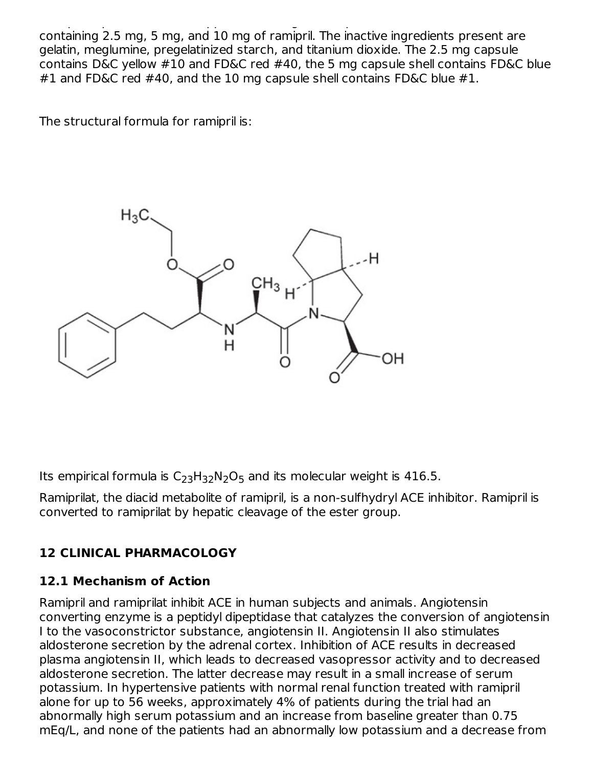containing 2.5 mg, 5 mg, and 10 mg of ramipril. The inactive ingredients present are gelatin, meglumine, pregelatinized starch, and titanium dioxide. The 2.5 mg capsule contains D&C yellow #10 and FD&C red #40, the 5 mg capsule shell contains FD&C blue #1 and FD&C red #40, and the 10 mg capsule shell contains FD&C blue #1.

The structural formula for ramipril is:

Its empirical formula is $C_{23}H_{32}N_2O_5$ and its molecular weight is 416.5.

Ramiprilat, the diacid metabolite of ramipril, is a non-sulfhydryl ACE inhibitor. Ramipril is converted to ramiprilat by hepatic cleavage of the ester group.

## 12 CLINICAL PHARMACOLOGY

### 12.1 Mechanism of Action

Ramipril and ramiprilat inhibit ACE in human subjects and animals. Angiotensin converting enzyme is a peptidyl dipeptidase that catalyzes the conversion of angiotensin I to the vasoconstrictor substance, angiotensin II. Angiotensin II also stimulates aldosterone secretion by the adrenal cortex. Inhibition of ACE results in decreased plasma angiotensin II, which leads to decreased vasopressor activity and to decreased aldosterone secretion. The latter decrease may result in a small increase of serum potassium. In hypertensive patients with normal renal function treated with ramipril alone for up to 56 weeks, approximately 4% of patients during the trial had an abnormally high serum potassium and an increase from baseline greater than 0.75 mEq/L, and none of the patients had an abnormally low potassium and a decrease from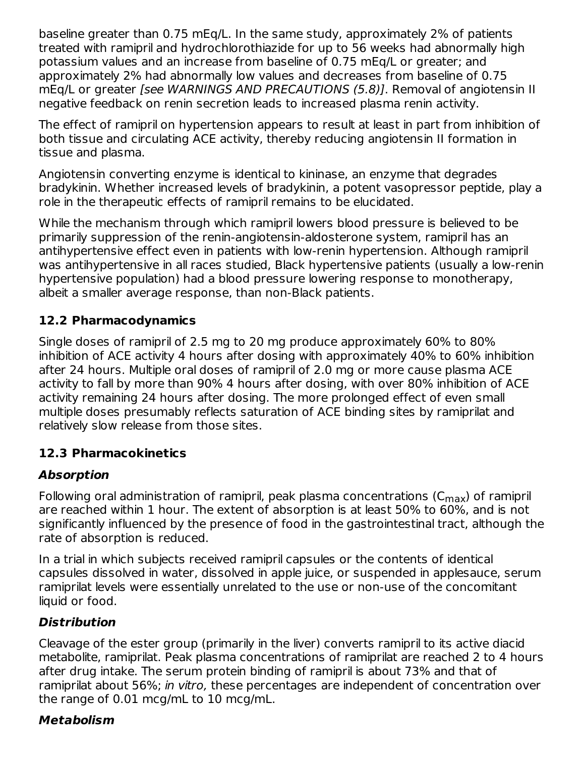baseline greater than 0.75 mEq/L. In the same study, approximately 2% of patients treated with ramipril and hydrochlorothiazide for up to 56 weeks had abnormally high potassium values and an increase from baseline of 0.75 mEq/L or greater; and approximately 2% had abnormally low values and decreases from baseline of 0.75 mEq/L or greater *[see WARNINGS AND PRECAUTIONS (5.8)]*. Removal of angiotensin II negative feedback on renin secretion leads to increased plasma renin activity.

The effect of ramipril on hypertension appears to result at least in part from inhibition of both tissue and circulating ACE activity, thereby reducing angiotensin II formation in tissue and plasma.

Angiotensin converting enzyme is identical to kininase, an enzyme that degrades bradykinin. Whether increased levels of bradykinin, a potent vasopressor peptide, play a role in the therapeutic effects of ramipril remains to be elucidated.

While the mechanism through which ramipril lowers blood pressure is believed to be primarily suppression of the renin-angiotensin-aldosterone system, ramipril has an antihypertensive effect even in patients with low-renin hypertension. Although ramipril was antihypertensive in all races studied, Black hypertensive patients (usually a low-renin hypertensive population) had a blood pressure lowering response to monotherapy, albeit a smaller average response, than non-Black patients.

### 12.2 Pharmacodynamics

Single doses of ramipril of 2.5 mg to 20 mg produce approximately 60% to 80% inhibition of ACE activity 4 hours after dosing with approximately 40% to 60% inhibition after 24 hours. Multiple oral doses of ramipril of 2.0 mg or more cause plasma ACE activity to fall by more than 90% 4 hours after dosing, with over 80% inhibition of ACE activity remaining 24 hours after dosing. The more prolonged effect of even small multiple doses presumably reflects saturation of ACE binding sites by ramiprilat and relatively slow release from those sites.

### 12.3 Pharmacokinetics

#### *Absorption*

Following oral administration of ramipril, peak plasma concentrations ($C_{max}$) of ramipril are reached within 1 hour. The extent of absorption is at least 50% to 60%, and is not significantly influenced by the presence of food in the gastrointestinal tract, although the rate of absorption is reduced.

In a trial in which subjects received ramipril capsules or the contents of identical capsules dissolved in water, dissolved in apple juice, or suspended in applesauce, serum ramiprilat levels were essentially unrelated to the use or non-use of the concomitant liquid or food.

#### *Distribution*

Cleavage of the ester group (primarily in the liver) converts ramipril to its active diacid metabolite, ramiprilat. Peak plasma concentrations of ramiprilat are reached 2 to 4 hours after drug intake. The serum protein binding of ramipril is about 73% and that of ramiprilat about 56%; *in vitro,* these percentages are independent of concentration over the range of 0.01 mcg/mL to 10 mcg/mL.

#### *Metabolism*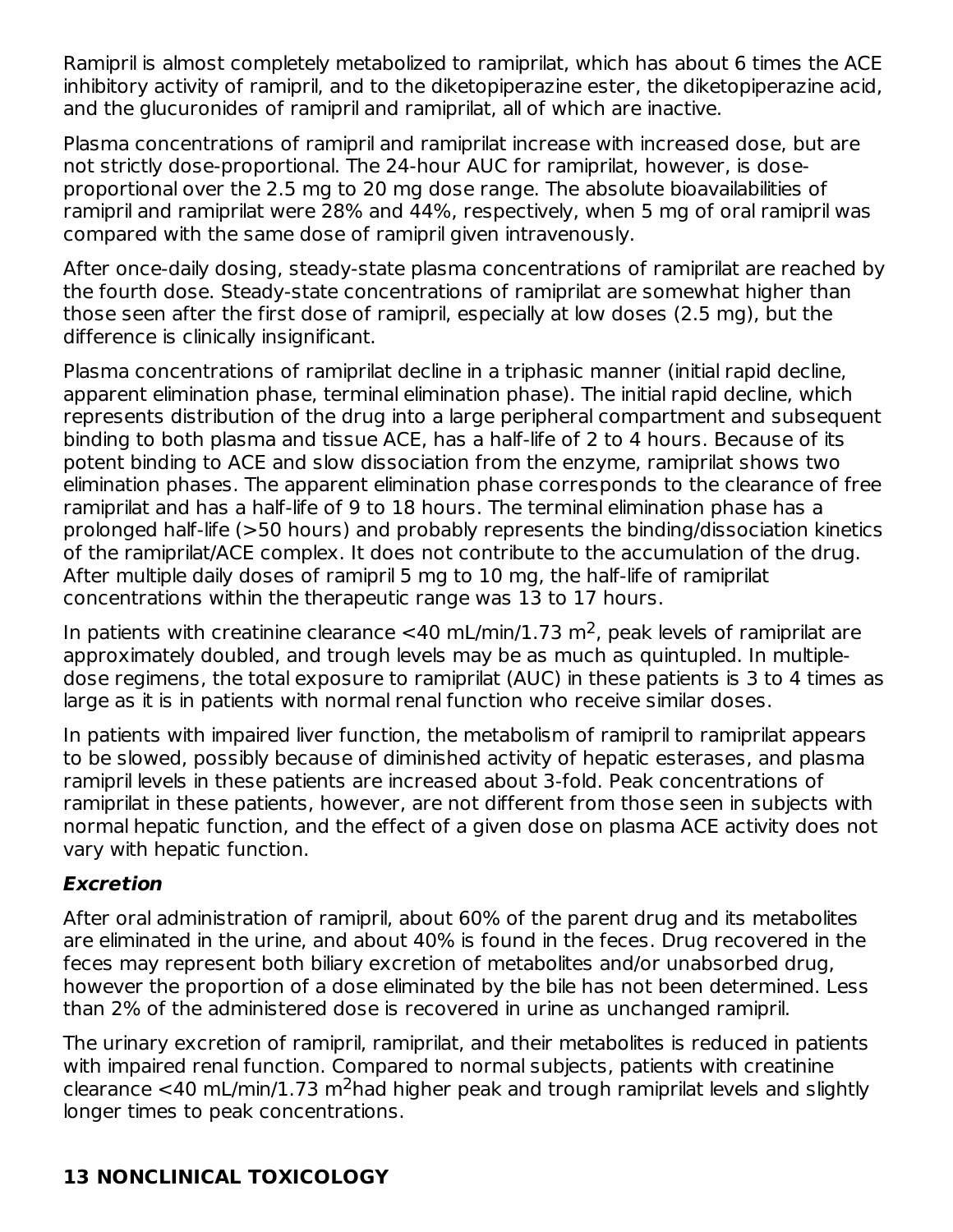Ramipril is almost completely metabolized to ramiprilat, which has about 6 times the ACE inhibitory activity of ramipril, and to the diketopiperazine ester, the diketopiperazine acid, and the glucuronides of ramipril and ramiprilat, all of which are inactive.

Plasma concentrations of ramipril and ramiprilat increase with increased dose, but are not strictly dose-proportional. The 24-hour AUC for ramiprilat, however, is dose-proportional over the 2.5 mg to 20 mg dose range. The absolute bioavailabilities of ramipril and ramiprilat were 28% and 44%, respectively, when 5 mg of oral ramipril was compared with the same dose of ramipril given intravenously.

After once-daily dosing, steady-state plasma concentrations of ramiprilat are reached by the fourth dose. Steady-state concentrations of ramiprilat are somewhat higher than those seen after the first dose of ramipril, especially at low doses (2.5 mg), but the difference is clinically insignificant.

Plasma concentrations of ramiprilat decline in a triphasic manner (initial rapid decline, apparent elimination phase, terminal elimination phase). The initial rapid decline, which represents distribution of the drug into a large peripheral compartment and subsequent binding to both plasma and tissue ACE, has a half-life of 2 to 4 hours. Because of its potent binding to ACE and slow dissociation from the enzyme, ramiprilat shows two elimination phases. The apparent elimination phase corresponds to the clearance of free ramiprilat and has a half-life of 9 to 18 hours. The terminal elimination phase has a prolonged half-life (>50 hours) and probably represents the binding/dissociation kinetics of the ramiprilat/ACE complex. It does not contribute to the accumulation of the drug. After multiple daily doses of ramipril 5 mg to 10 mg, the half-life of ramiprilat concentrations within the therapeutic range was 13 to 17 hours.

In patients with creatinine clearance <40 mL/min/1.73 $m^2$, peak levels of ramiprilat are approximately doubled, and trough levels may be as much as quintupled. In multiple-dose regimens, the total exposure to ramiprilat (AUC) in these patients is 3 to 4 times as large as it is in patients with normal renal function who receive similar doses.

In patients with impaired liver function, the metabolism of ramipril to ramiprilat appears to be slowed, possibly because of diminished activity of hepatic esterases, and plasma ramipril levels in these patients are increased about 3-fold. Peak concentrations of ramiprilat in these patients, however, are not different from those seen in subjects with normal hepatic function, and the effect of a given dose on plasma ACE activity does not vary with hepatic function.

***Excretion***

After oral administration of ramipril, about 60% of the parent drug and its metabolites are eliminated in the urine, and about 40% is found in the feces. Drug recovered in the feces may represent both biliary excretion of metabolites and/or unabsorbed drug, however the proportion of a dose eliminated by the bile has not been determined. Less than 2% of the administered dose is recovered in urine as unchanged ramipril.

The urinary excretion of ramipril, ramiprilat, and their metabolites is reduced in patients with impaired renal function. Compared to normal subjects, patients with creatinine clearance <40 mL/min/1.73 $m^2$had higher peak and trough ramiprilat levels and slightly longer times to peak concentrations.

## 13 NONCLINICAL TOXICOLOGY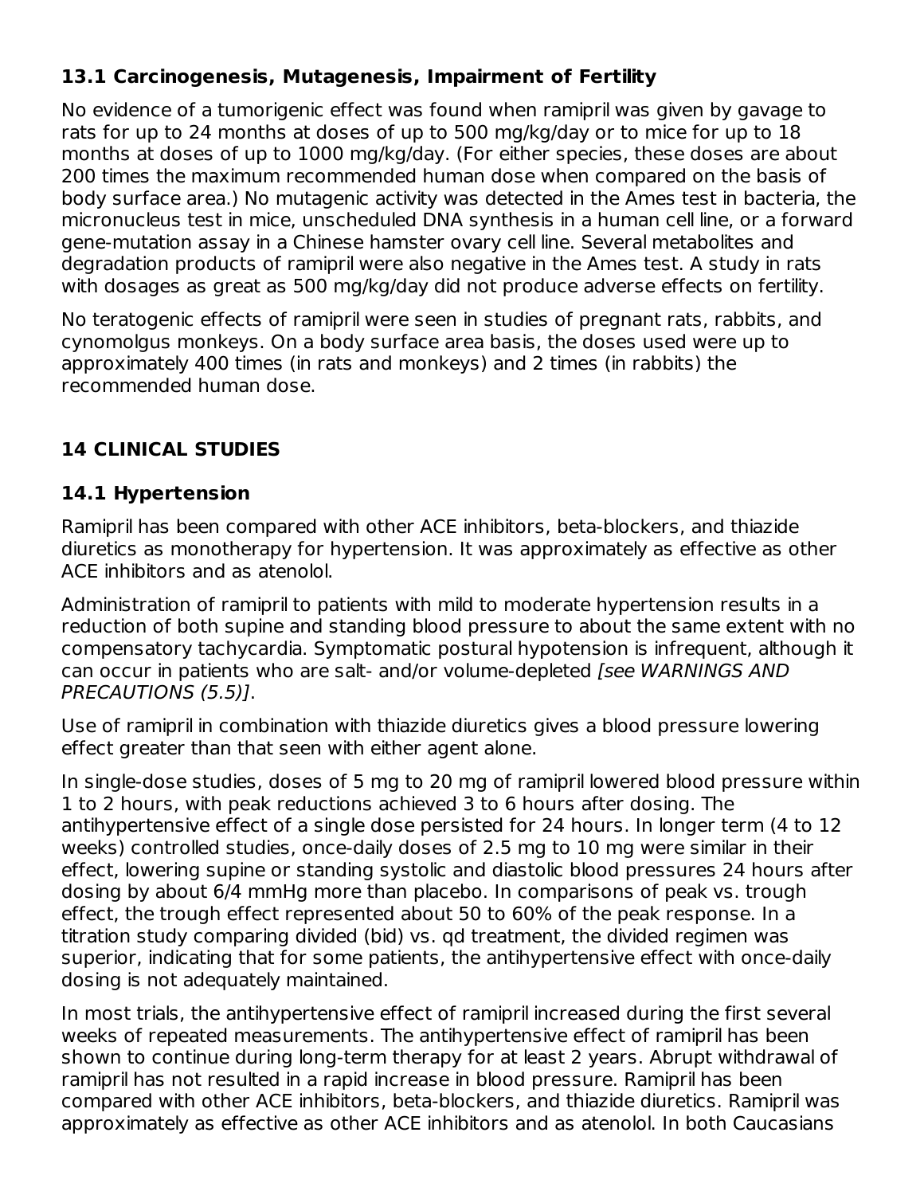### 13.1 Carcinogenesis, Mutagenesis, Impairment of Fertility

No evidence of a tumorigenic effect was found when ramipril was given by gavage to rats for up to 24 months at doses of up to 500 mg/kg/day or to mice for up to 18 months at doses of up to 1000 mg/kg/day. (For either species, these doses are about 200 times the maximum recommended human dose when compared on the basis of body surface area.) No mutagenic activity was detected in the Ames test in bacteria, the micronucleus test in mice, unscheduled DNA synthesis in a human cell line, or a forward gene-mutation assay in a Chinese hamster ovary cell line. Several metabolites and degradation products of ramipril were also negative in the Ames test. A study in rats with dosages as great as 500 mg/kg/day did not produce adverse effects on fertility.

No teratogenic effects of ramipril were seen in studies of pregnant rats, rabbits, and cynomolgus monkeys. On a body surface area basis, the doses used were up to approximately 400 times (in rats and monkeys) and 2 times (in rabbits) the recommended human dose.

## 14 CLINICAL STUDIES

### 14.1 Hypertension

Ramipril has been compared with other ACE inhibitors, beta-blockers, and thiazide diuretics as monotherapy for hypertension. It was approximately as effective as other ACE inhibitors and as atenolol.

Administration of ramipril to patients with mild to moderate hypertension results in a reduction of both supine and standing blood pressure to about the same extent with no compensatory tachycardia. Symptomatic postural hypotension is infrequent, although it can occur in patients who are salt- and/or volume-depleted *[see WARNINGS AND PRECAUTIONS (5.5)]*.

Use of ramipril in combination with thiazide diuretics gives a blood pressure lowering effect greater than that seen with either agent alone.

In single-dose studies, doses of 5 mg to 20 mg of ramipril lowered blood pressure within 1 to 2 hours, with peak reductions achieved 3 to 6 hours after dosing. The antihypertensive effect of a single dose persisted for 24 hours. In longer term (4 to 12 weeks) controlled studies, once-daily doses of 2.5 mg to 10 mg were similar in their effect, lowering supine or standing systolic and diastolic blood pressures 24 hours after dosing by about 6/4 mmHg more than placebo. In comparisons of peak vs. trough effect, the trough effect represented about 50 to 60% of the peak response. In a titration study comparing divided (bid) vs. qd treatment, the divided regimen was superior, indicating that for some patients, the antihypertensive effect with once-daily dosing is not adequately maintained.

In most trials, the antihypertensive effect of ramipril increased during the first several weeks of repeated measurements. The antihypertensive effect of ramipril has been shown to continue during long-term therapy for at least 2 years. Abrupt withdrawal of ramipril has not resulted in a rapid increase in blood pressure. Ramipril has been compared with other ACE inhibitors, beta-blockers, and thiazide diuretics. Ramipril was approximately as effective as other ACE inhibitors and as atenolol. In both Caucasians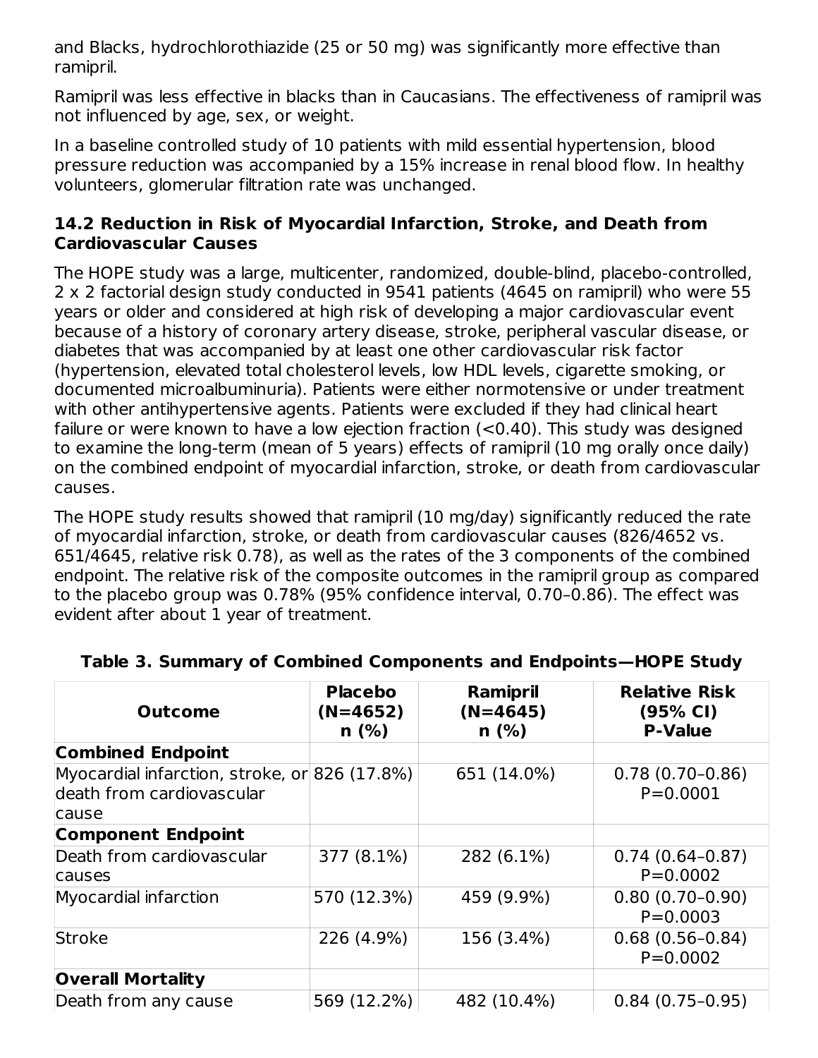and Blacks, hydrochlorothiazide (25 or 50 mg) was significantly more effective than ramipril.

Ramipril was less effective in blacks than in Caucasians. The effectiveness of ramipril was not influenced by age, sex, or weight.

In a baseline controlled study of 10 patients with mild essential hypertension, blood pressure reduction was accompanied by a 15% increase in renal blood flow. In healthy volunteers, glomerular filtration rate was unchanged.

### 14.2 Reduction in Risk of Myocardial Infarction, Stroke, and Death from Cardiovascular Causes

The HOPE study was a large, multicenter, randomized, double-blind, placebo-controlled, 2 x 2 factorial design study conducted in 9541 patients (4645 on ramipril) who were 55 years or older and considered at high risk of developing a major cardiovascular event because of a history of coronary artery disease, stroke, peripheral vascular disease, or diabetes that was accompanied by at least one other cardiovascular risk factor (hypertension, elevated total cholesterol levels, low HDL levels, cigarette smoking, or documented microalbuminuria). Patients were either normotensive or under treatment with other antihypertensive agents. Patients were excluded if they had clinical heart failure or were known to have a low ejection fraction (<0.40). This study was designed to examine the long-term (mean of 5 years) effects of ramipril (10 mg orally once daily) on the combined endpoint of myocardial infarction, stroke, or death from cardiovascular causes.

The HOPE study results showed that ramipril (10 mg/day) significantly reduced the rate of myocardial infarction, stroke, or death from cardiovascular causes (826/4652 vs. 651/4645, relative risk 0.78), as well as the rates of the 3 components of the combined endpoint. The relative risk of the composite outcomes in the ramipril group as compared to the placebo group was 0.78% (95% confidence interval, 0.70–0.86). The effect was evident after about 1 year of treatment.

**Table 3. Summary of Combined Components and Endpoints—HOPE Study**

| Outcome | Placebo (N=4652) n (%) | Ramipril (N=4645) n (%) | Relative Risk (95% CI) P-Value |
|---|---|---|---|
| **Combined Endpoint** | | | |
| Myocardial infarction, stroke, or death from cardiovascular cause | 826 (17.8%) | 651 (14.0%) | 0.78 (0.70–0.86) P=0.0001 |
| **Component Endpoint** | | | |
| Death from cardiovascular causes | 377 (8.1%) | 282 (6.1%) | 0.74 (0.64–0.87) P=0.0002 |
| Myocardial infarction | 570 (12.3%) | 459 (9.9%) | 0.80 (0.70–0.90) P=0.0003 |
| Stroke | 226 (4.9%) | 156 (3.4%) | 0.68 (0.56–0.84) P=0.0002 |
| **Overall Mortality** | | | |
| Death from any cause | 569 (12.2%) | 482 (10.4%) | 0.84 (0.75–0.95) |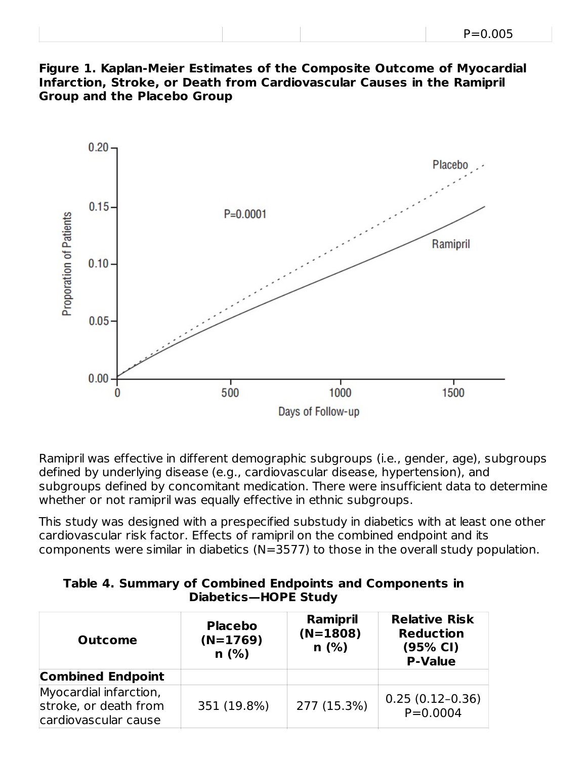| | | | P=0.005 |
|---|---|---|---|

**Figure 1. Kaplan-Meier Estimates of the Composite Outcome of Myocardial Infarction, Stroke, or Death from Cardiovascular Causes in the Ramipril Group and the Placebo Group**

Ramipril was effective in different demographic subgroups (i.e., gender, age), subgroups defined by underlying disease (e.g., cardiovascular disease, hypertension), and subgroups defined by concomitant medication. There were insufficient data to determine whether or not ramipril was equally effective in ethnic subgroups.

This study was designed with a prespecified substudy in diabetics with at least one other cardiovascular risk factor. Effects of ramipril on the combined endpoint and its components were similar in diabetics (N=3577) to those in the overall study population.

**Table 4. Summary of Combined Endpoints and Components in Diabetics—HOPE Study**

| Outcome | Placebo (N=1769) n (%) | Ramipril (N=1808) n (%) | Relative Risk Reduction (95% CI) P-Value |
|---|---|---|---|
| **Combined Endpoint** | | | |
| Myocardial infarction, stroke, or death from cardiovascular cause | 351 (19.8%) | 277 (15.3%) | 0.25 (0.12–0.36) P=0.0004 |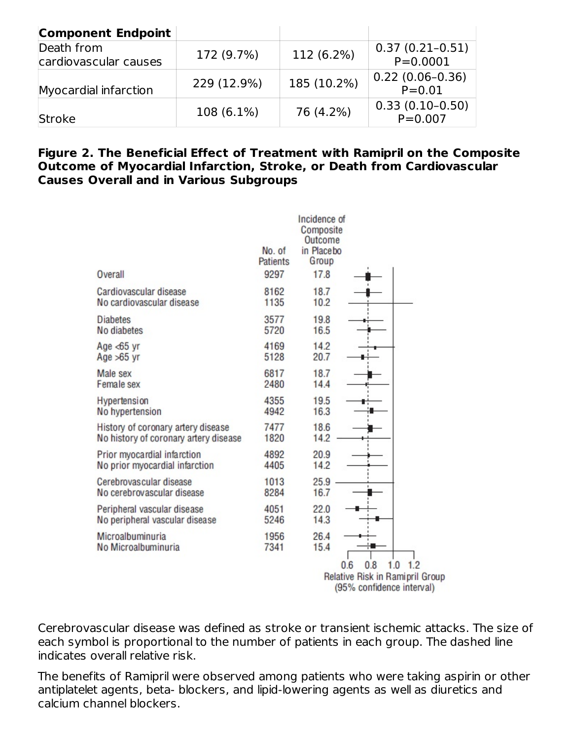| Component Endpoint | | | |
|---|---|---|---|
| Death from cardiovascular causes | 172 (9.7%) | 112 (6.2%) | 0.37 (0.21–0.51) P=0.0001 |
| Myocardial infarction | 229 (12.9%) | 185 (10.2%) | 0.22 (0.06–0.36) P=0.01 |
| Stroke | 108 (6.1%) | 76 (4.2%) | 0.33 (0.10–0.50) P=0.007 |

**Figure 2. The Beneficial Effect of Treatment with Ramipril on the Composite Outcome of Myocardial Infarction, Stroke, or Death from Cardiovascular Causes Overall and in Various Subgroups**

| | No. of Patients | Incidence of Composite Outcome in Placebo Group |
|---|---|---|
| Overall | 9297 | 17.8 |
| Cardiovascular disease | 8162 | 18.7 |
| No cardiovascular disease | 1135 | 10.2 |
| Diabetes | 3577 | 19.8 |
| No diabetes | 5720 | 16.5 |
| Age <65 yr | 4169 | 14.2 |
| Age >65 yr | 5128 | 20.7 |
| Male sex | 6817 | 18.7 |
| Female sex | 2480 | 14.4 |
| Hypertension | 4355 | 19.5 |
| No hypertension | 4942 | 16.3 |
| History of coronary artery disease | 7477 | 18.6 |
| No history of coronary artery disease | 1820 | 14.2 |
| Prior myocardial infarction | 4892 | 20.9 |
| No prior myocardial infarction | 4405 | 14.2 |
| Cerebrovascular disease | 1013 | 25.9 |
| No cerebrovascular disease | 8284 | 16.7 |
| Peripheral vascular disease | 4051 | 22.0 |
| No peripheral vascular disease | 5246 | 14.3 |
| Microalbuminuria | 1956 | 26.4 |
| No Microalbuminuria | 7341 | 15.4 |

Relative Risk in Ramipril Group (95% confidence interval): 0.6 0.8 1.0 1.2

Cerebrovascular disease was defined as stroke or transient ischemic attacks. The size of each symbol is proportional to the number of patients in each group. The dashed line indicates overall relative risk.

The benefits of Ramipril were observed among patients who were taking aspirin or other antiplatelet agents, beta- blockers, and lipid-lowering agents as well as diuretics and calcium channel blockers.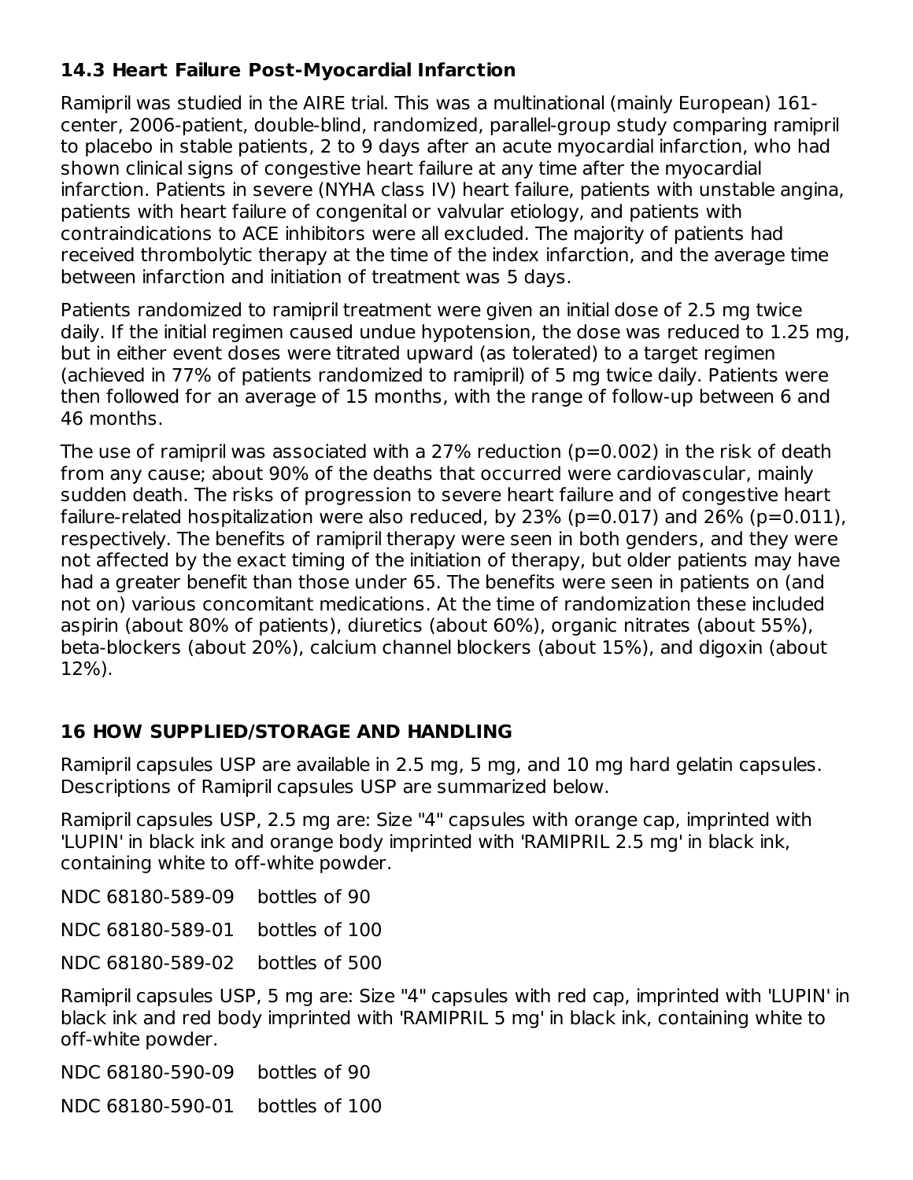### 14.3 Heart Failure Post-Myocardial Infarction

Ramipril was studied in the AIRE trial. This was a multinational (mainly European) 161-center, 2006-patient, double-blind, randomized, parallel-group study comparing ramipril to placebo in stable patients, 2 to 9 days after an acute myocardial infarction, who had shown clinical signs of congestive heart failure at any time after the myocardial infarction. Patients in severe (NYHA class IV) heart failure, patients with unstable angina, patients with heart failure of congenital or valvular etiology, and patients with contraindications to ACE inhibitors were all excluded. The majority of patients had received thrombolytic therapy at the time of the index infarction, and the average time between infarction and initiation of treatment was 5 days.

Patients randomized to ramipril treatment were given an initial dose of 2.5 mg twice daily. If the initial regimen caused undue hypotension, the dose was reduced to 1.25 mg, but in either event doses were titrated upward (as tolerated) to a target regimen (achieved in 77% of patients randomized to ramipril) of 5 mg twice daily. Patients were then followed for an average of 15 months, with the range of follow-up between 6 and 46 months.

The use of ramipril was associated with a 27% reduction ($p=0.002$) in the risk of death from any cause; about 90% of the deaths that occurred were cardiovascular, mainly sudden death. The risks of progression to severe heart failure and of congestive heart failure-related hospitalization were also reduced, by 23% ($p=0.017$) and 26% ($p=0.011$), respectively. The benefits of ramipril therapy were seen in both genders, and they were not affected by the exact timing of the initiation of therapy, but older patients may have had a greater benefit than those under 65. The benefits were seen in patients on (and not on) various concomitant medications. At the time of randomization these included aspirin (about 80% of patients), diuretics (about 60%), organic nitrates (about 55%), beta-blockers (about 20%), calcium channel blockers (about 15%), and digoxin (about 12%).

## 16 HOW SUPPLIED/STORAGE AND HANDLING

Ramipril capsules USP are available in 2.5 mg, 5 mg, and 10 mg hard gelatin capsules. Descriptions of Ramipril capsules USP are summarized below.

Ramipril capsules USP, 2.5 mg are: Size "4" capsules with orange cap, imprinted with 'LUPIN' in black ink and orange body imprinted with 'RAMIPRIL 2.5 mg' in black ink, containing white to off-white powder.

NDC 68180-589-09 bottles of 90

NDC 68180-589-01 bottles of 100

NDC 68180-589-02 bottles of 500

Ramipril capsules USP, 5 mg are: Size "4" capsules with red cap, imprinted with 'LUPIN' in black ink and red body imprinted with 'RAMIPRIL 5 mg' in black ink, containing white to off-white powder.

NDC 68180-590-09 bottles of 90

NDC 68180-590-01 bottles of 100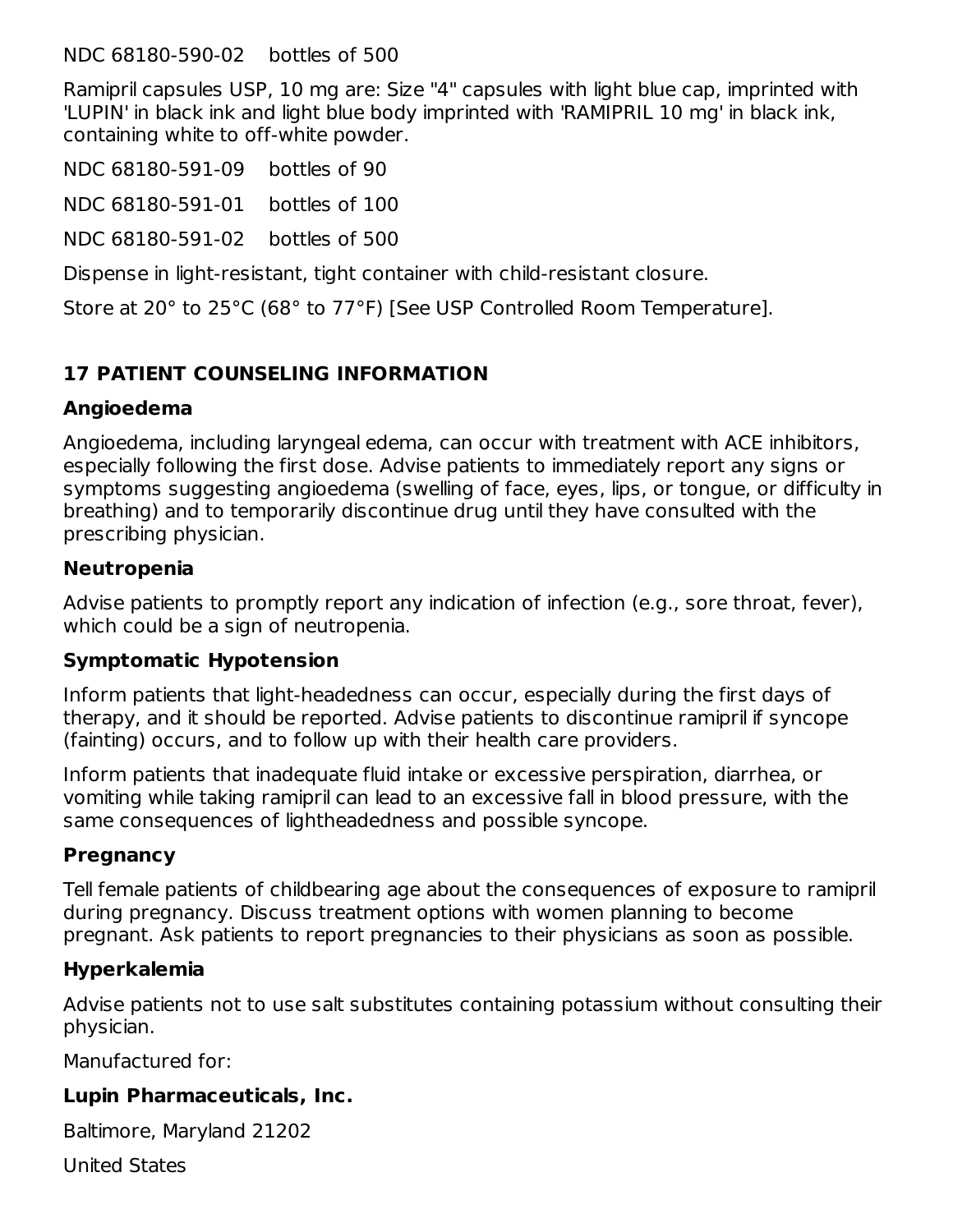NDC 68180-590-02    bottles of 500

Ramipril capsules USP, 10 mg are: Size "4" capsules with light blue cap, imprinted with 'LUPIN' in black ink and light blue body imprinted with 'RAMIPRIL 10 mg' in black ink, containing white to off-white powder.

NDC 68180-591-09    bottles of 90

NDC 68180-591-01    bottles of 100

NDC 68180-591-02    bottles of 500

Dispense in light-resistant, tight container with child-resistant closure.

Store at 20° to 25°C (68° to 77°F) [See USP Controlled Room Temperature].

## 17 PATIENT COUNSELING INFORMATION

### Angioedema

Angioedema, including laryngeal edema, can occur with treatment with ACE inhibitors, especially following the first dose. Advise patients to immediately report any signs or symptoms suggesting angioedema (swelling of face, eyes, lips, or tongue, or difficulty in breathing) and to temporarily discontinue drug until they have consulted with the prescribing physician.

### Neutropenia

Advise patients to promptly report any indication of infection (e.g., sore throat, fever), which could be a sign of neutropenia.

### Symptomatic Hypotension

Inform patients that light-headedness can occur, especially during the first days of therapy, and it should be reported. Advise patients to discontinue ramipril if syncope (fainting) occurs, and to follow up with their health care providers.

Inform patients that inadequate fluid intake or excessive perspiration, diarrhea, or vomiting while taking ramipril can lead to an excessive fall in blood pressure, with the same consequences of lightheadedness and possible syncope.

### Pregnancy

Tell female patients of childbearing age about the consequences of exposure to ramipril during pregnancy. Discuss treatment options with women planning to become pregnant. Ask patients to report pregnancies to their physicians as soon as possible.

### Hyperkalemia

Advise patients not to use salt substitutes containing potassium without consulting their physician.

Manufactured for:

**Lupin Pharmaceuticals, Inc.**

Baltimore, Maryland 21202

United States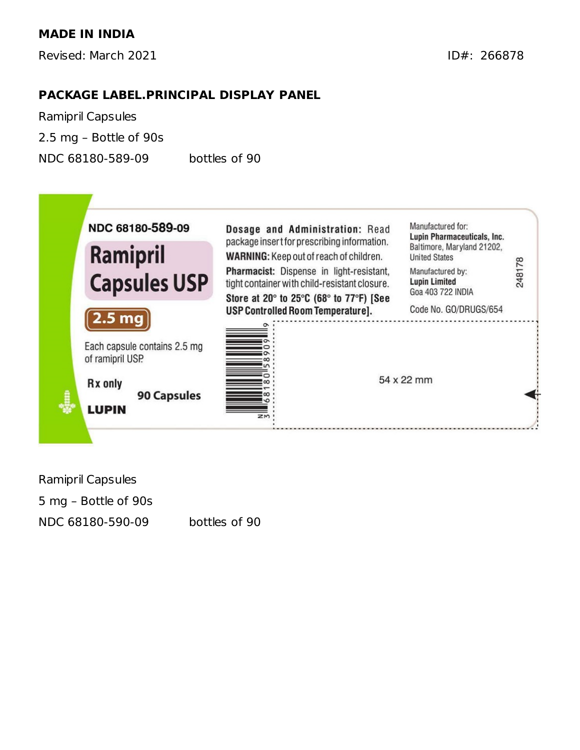**MADE IN INDIA**

Revised: March 2021

ID#: 266878

**PACKAGE LABEL.PRINCIPAL DISPLAY PANEL**

Ramipril Capsules

2.5 mg – Bottle of 90s

NDC 68180-589-09 bottles of 90

NDC 68180-589-09

**Ramipril Capsules USP**

**2.5 mg**

Each capsule contains 2.5 mg of ramipril USP.

**Rx only**

**90 Capsules**

**LUPIN**

**Dosage and Administration:** Read package insert for prescribing information.

**WARNING:** Keep out of reach of children.

**Pharmacist:** Dispense in light-resistant, tight container with child-resistant closure.

**Store at 20° to 25°C (68° to 77°F) [See USP Controlled Room Temperature].**

N 3 68180 58909 6

Manufactured for:
**Lupin Pharmaceuticals, Inc.**
Baltimore, Maryland 21202,
United States

Manufactured by:
**Lupin Limited**
Goa 403 722 INDIA

Code No. GO/DRUGS/654

248178

54 x 22 mm

Ramipril Capsules

5 mg – Bottle of 90s

NDC 68180-590-09 bottles of 90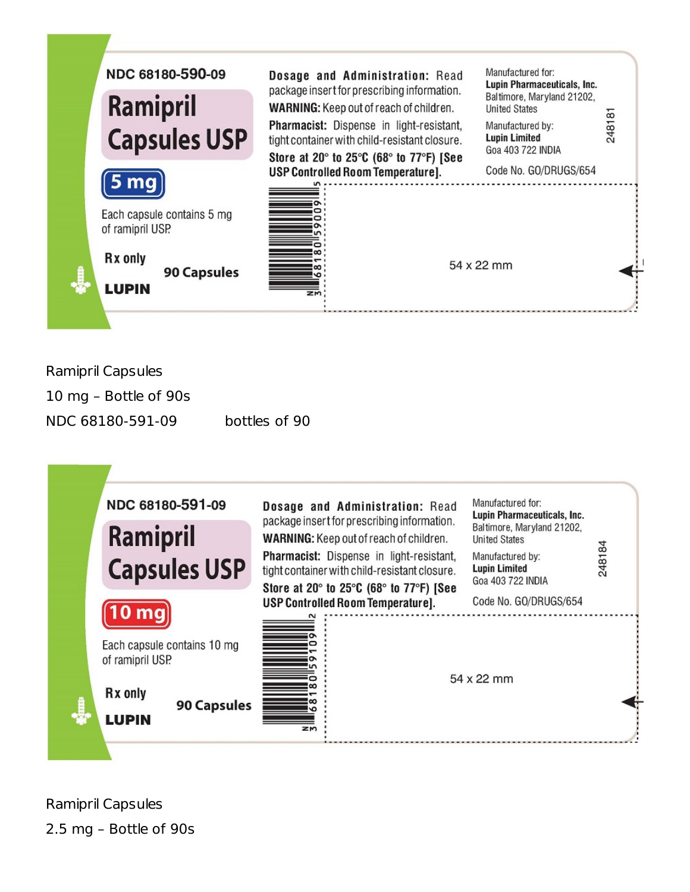NDC 68180-590-09

**Ramipril Capsules USP**

**5 mg**

Each capsule contains 5 mg of ramipril USP.

**Rx only**

**90 Capsules**

**LUPIN**

**Dosage and Administration:** Read package insert for prescribing information.

**WARNING:** Keep out of reach of children.

**Pharmacist:** Dispense in light-resistant, tight container with child-resistant closure.

**Store at 20° to 25°C (68° to 77°F) [See USP Controlled Room Temperature].**

Manufactured for:
**Lupin Pharmaceuticals, Inc.**
Baltimore, Maryland 21202,
United States

Manufactured by:
**Lupin Limited**
Goa 403 722 INDIA

Code No. GO/DRUGS/654

248181

N 3 68180 59009 5

54 x 22 mm

Ramipril Capsules

10 mg – Bottle of 90s

NDC 68180-591-09 bottles of 90

NDC 68180-591-09

**Ramipril Capsules USP**

**10 mg**

Each capsule contains 10 mg of ramipril USP.

**Rx only**

**90 Capsules**

**LUPIN**

**Dosage and Administration:** Read package insert for prescribing information.

**WARNING:** Keep out of reach of children.

**Pharmacist:** Dispense in light-resistant, tight container with child-resistant closure.

**Store at 20° to 25°C (68° to 77°F) [See USP Controlled Room Temperature].**

Manufactured for:
**Lupin Pharmaceuticals, Inc.**
Baltimore, Maryland 21202,
United States

Manufactured by:
**Lupin Limited**
Goa 403 722 INDIA

Code No. GO/DRUGS/654

248184

N 3 68180 59109 2

54 x 22 mm

Ramipril Capsules

2.5 mg – Bottle of 90s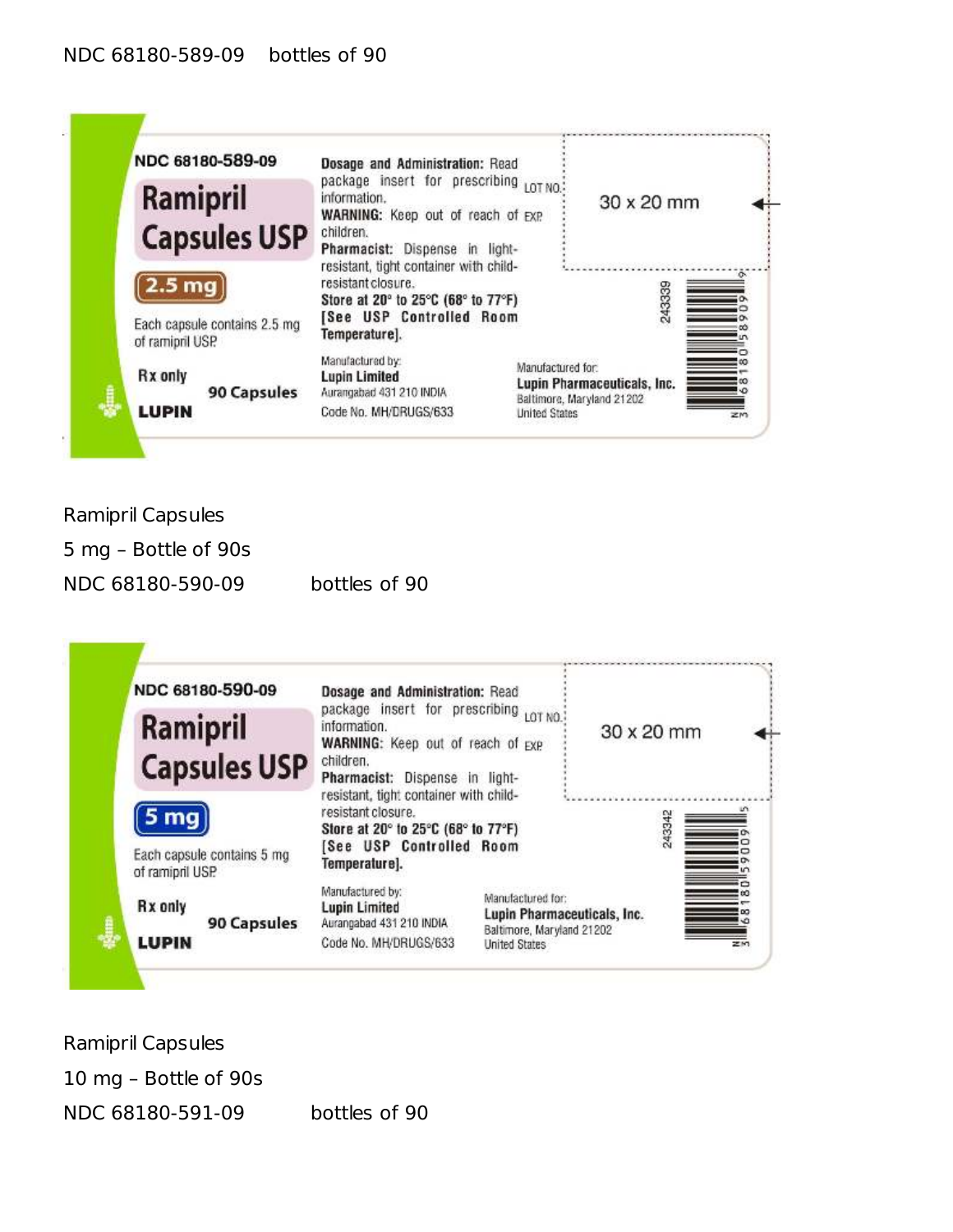NDC 68180-589-09 bottles of 90

NDC 68180-589-09

**Ramipril Capsules USP**

**2.5 mg**

Each capsule contains 2.5 mg of ramipril USP.

Rx only

90 Capsules

LUPIN

**Dosage and Administration:** Read package insert for prescribing information.

**WARNING:** Keep out of reach of children.

**Pharmacist:** Dispense in light-resistant, tight container with child-resistant closure.

**Store at 20° to 25°C (68° to 77°F) [See USP Controlled Room Temperature].**

Manufactured by:
**Lupin Limited**
Aurangabad 431 210 INDIA
Code No. MH/DRUGS/633

Manufactured for:
**Lupin Pharmaceuticals, Inc.**
Baltimore, Maryland 21202
United States

LOT NO.

EXP.

30 x 20 mm

243339

N 3 68180 58909 6

Ramipril Capsules

5 mg – Bottle of 90s

NDC 68180-590-09 bottles of 90

NDC 68180-590-09

**Ramipril Capsules USP**

**5 mg**

Each capsule contains 5 mg of ramipril USP.

Rx only

90 Capsules

LUPIN

**Dosage and Administration:** Read package insert for prescribing information.

**WARNING:** Keep out of reach of children.

**Pharmacist:** Dispense in light-resistant, tight container with child-resistant closure.

**Store at 20° to 25°C (68° to 77°F) [See USP Controlled Room Temperature].**

Manufactured by:
**Lupin Limited**
Aurangabad 431 210 INDIA
Code No. MH/DRUGS/633

Manufactured for:
**Lupin Pharmaceuticals, Inc.**
Baltimore, Maryland 21202
United States

LOT NO.

EXP.

30 x 20 mm

243342

N 3 68180 59009 5

Ramipril Capsules

10 mg – Bottle of 90s

NDC 68180-591-09 bottles of 90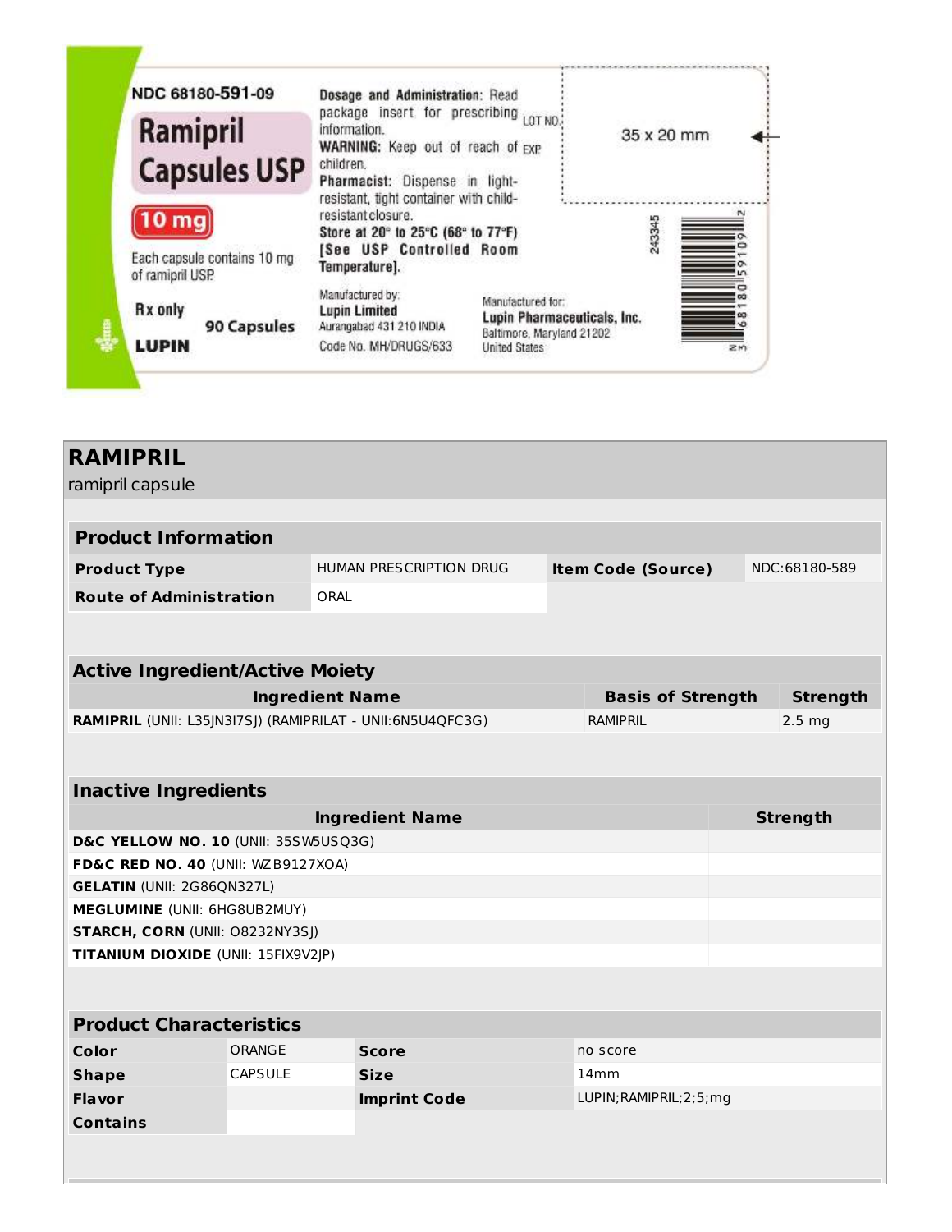NDC 68180-591-09

**Ramipril Capsules USP**

**10 mg**

Each capsule contains 10 mg of ramipril USP

**Rx only**

**90 Capsules**

**LUPIN**

**Dosage and Administration:** Read package insert for prescribing information.

**WARNING:** Keep out of reach of children.

**Pharmacist:** Dispense in light-resistant, tight container with child-resistant closure.

**Store at 20° to 25°C (68° to 77°F) [See USP Controlled Room Temperature].**

Manufactured by:
**Lupin Limited**
Aurangabad 431 210 INDIA
Code No. MH/DRUGS/633

Manufactured for:
**Lupin Pharmaceuticals, Inc.**
Baltimore, Maryland 21202
United States

LOT NO.

EXP

35 x 20 mm

243345

N 3 68180 59109 2

# RAMIPRIL

ramipril capsule

## Product Information

| | | | |
|---|---|---|---|
| **Product Type** | HUMAN PRESCRIPTION DRUG | **Item Code (Source)** | NDC:68180-589 |
| **Route of Administration** | ORAL | | |

## Active Ingredient/Active Moiety

| Ingredient Name | Basis of Strength | Strength |
|---|---|---|
| **RAMIPRIL** (UNII: L35JN3I7SJ) (RAMIPRILAT - UNII:6N5U4QFC3G) | RAMIPRIL | 2.5 mg |

## Inactive Ingredients

| Ingredient Name | Strength |
|---|---|
| **D&C YELLOW NO. 10** (UNII: 35SW5USQ3G) | |
| **FD&C RED NO. 40** (UNII: WZB9127XOA) | |
| **GELATIN** (UNII: 2G86QN327L) | |
| **MEGLUMINE** (UNII: 6HG8UB2MUY) | |
| **STARCH, CORN** (UNII: O8232NY3SJ) | |
| **TITANIUM DIOXIDE** (UNII: 15FIX9V2JP) | |

## Product Characteristics

| | | | |
|---|---|---|---|
| **Color** | ORANGE | **Score** | no score |
| **Shape** | CAPSULE | **Size** | 14mm |
| **Flavor** | | **Imprint Code** | LUPIN;RAMIPRIL;2;5;mg |
| **Contains** | | | |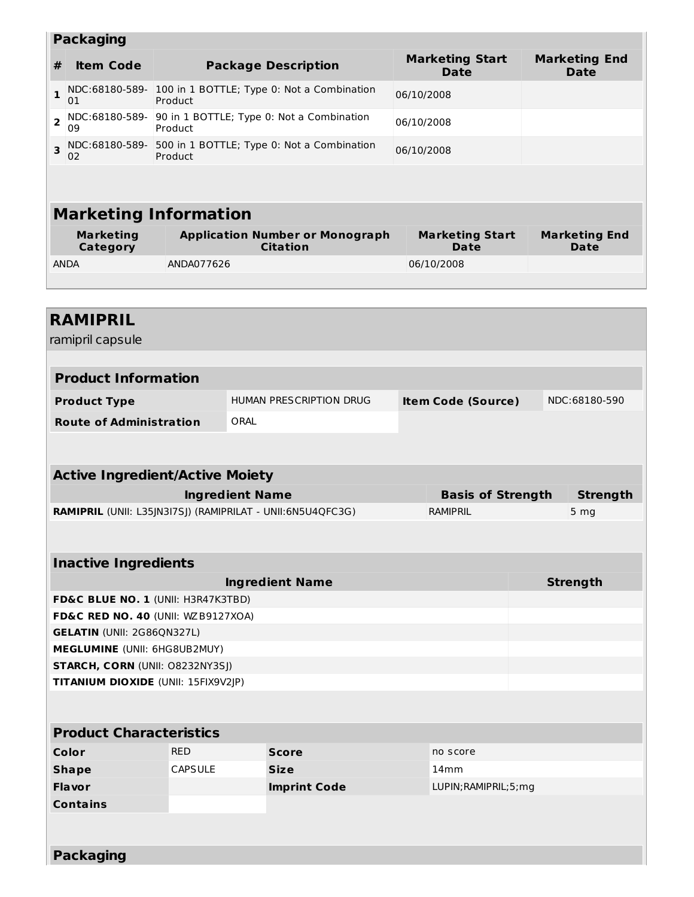## Packaging

| # | Item Code | Package Description | Marketing Start Date | Marketing End Date |
|---|---|---|---|---|
| 1 | NDC:68180-589-01 | 100 in 1 BOTTLE; Type 0: Not a Combination Product | 06/10/2008 | |
| 2 | NDC:68180-589-09 | 90 in 1 BOTTLE; Type 0: Not a Combination Product | 06/10/2008 | |
| 3 | NDC:68180-589-02 | 500 in 1 BOTTLE; Type 0: Not a Combination Product | 06/10/2008 | |

## Marketing Information

| Marketing Category | Application Number or Monograph Citation | Marketing Start Date | Marketing End Date |
|---|---|---|---|
| ANDA | ANDA077626 | 06/10/2008 | |

# RAMIPRIL

ramipril capsule

## Product Information

| | | | |
|---|---|---|---|
| **Product Type** | HUMAN PRESCRIPTION DRUG | **Item Code (Source)** | NDC:68180-590 |
| **Route of Administration** | ORAL | | |

## Active Ingredient/Active Moiety

| Ingredient Name | Basis of Strength | Strength |
|---|---|---|
| **RAMIPRIL** (UNII: L35JN3I7SJ) (RAMIPRILAT - UNII:6N5U4QFC3G) | RAMIPRIL | 5 mg |

## Inactive Ingredients

| Ingredient Name | Strength |
|---|---|
| **FD&C BLUE NO. 1** (UNII: H3R47K3TBD) | |
| **FD&C RED NO. 40** (UNII: WZB9127XOA) | |
| **GELATIN** (UNII: 2G86QN327L) | |
| **MEGLUMINE** (UNII: 6HG8UB2MUY) | |
| **STARCH, CORN** (UNII: O8232NY3SJ) | |
| **TITANIUM DIOXIDE** (UNII: 15FIX9V2JP) | |

## Product Characteristics

| | | | |
|---|---|---|---|
| **Color** | RED | **Score** | no score |
| **Shape** | CAPSULE | **Size** | 14mm |
| **Flavor** | | **Imprint Code** | LUPIN;RAMIPRIL;5;mg |
| **Contains** | | | |

## Packaging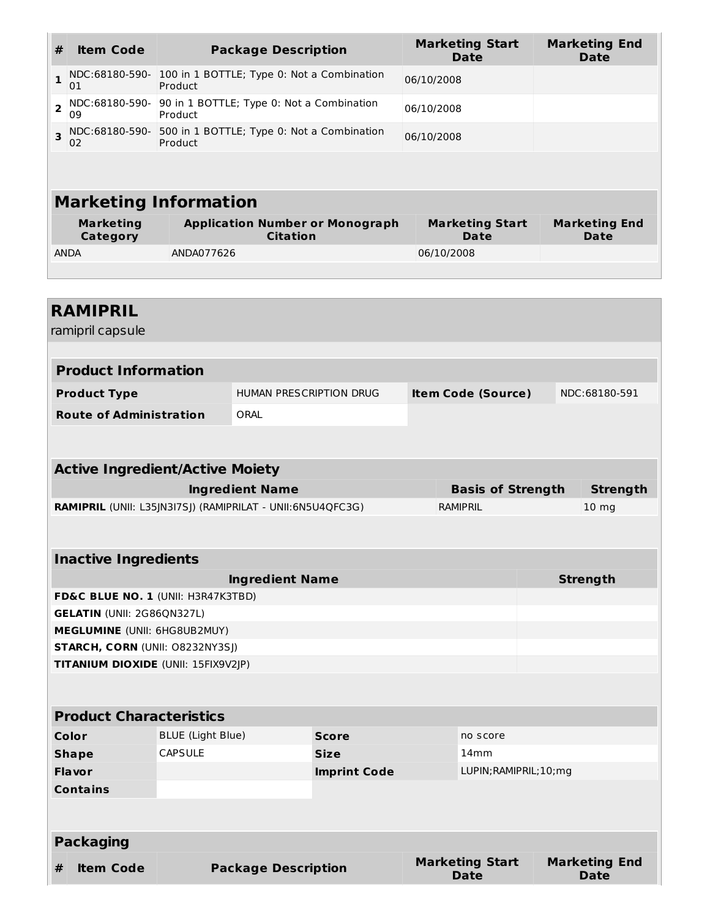| # | Item Code | Package Description | Marketing Start Date | Marketing End Date |
|---|---|---|---|---|
| 1 | NDC:68180-590-01 | 100 in 1 BOTTLE; Type 0: Not a Combination Product | 06/10/2008 | |
| 2 | NDC:68180-590-09 | 90 in 1 BOTTLE; Type 0: Not a Combination Product | 06/10/2008 | |
| 3 | NDC:68180-590-02 | 500 in 1 BOTTLE; Type 0: Not a Combination Product | 06/10/2008 | |

## Marketing Information

| Marketing Category | Application Number or Monograph Citation | Marketing Start Date | Marketing End Date |
|---|---|---|---|
| ANDA | ANDA077626 | 06/10/2008 | |

# RAMIPRIL

ramipril capsule

## Product Information

| | | | |
|---|---|---|---|
| **Product Type** | HUMAN PRESCRIPTION DRUG | **Item Code (Source)** | NDC:68180-591 |
| **Route of Administration** | ORAL | | |

## Active Ingredient/Active Moiety

| Ingredient Name | Basis of Strength | Strength |
|---|---|---|
| **RAMIPRIL** (UNII: L35JN3I7SJ) (RAMIPRILAT - UNII:6N5U4QFC3G) | RAMIPRIL | 10 mg |

## Inactive Ingredients

| Ingredient Name | Strength |
|---|---|
| **FD&C BLUE NO. 1** (UNII: H3R47K3TBD) | |
| **GELATIN** (UNII: 2G86QN327L) | |
| **MEGLUMINE** (UNII: 6HG8UB2MUY) | |
| **STARCH, CORN** (UNII: O8232NY3SJ) | |
| **TITANIUM DIOXIDE** (UNII: 15FIX9V2JP) | |

## Product Characteristics

| | | | |
|---|---|---|---|
| **Color** | BLUE (Light Blue) | **Score** | no score |
| **Shape** | CAPSULE | **Size** | 14mm |
| **Flavor** | | **Imprint Code** | LUPIN;RAMIPRIL;10;mg |
| **Contains** | | | |

## Packaging

| # | Item Code | Package Description | Marketing Start Date | Marketing End Date |
|---|---|---|---|---|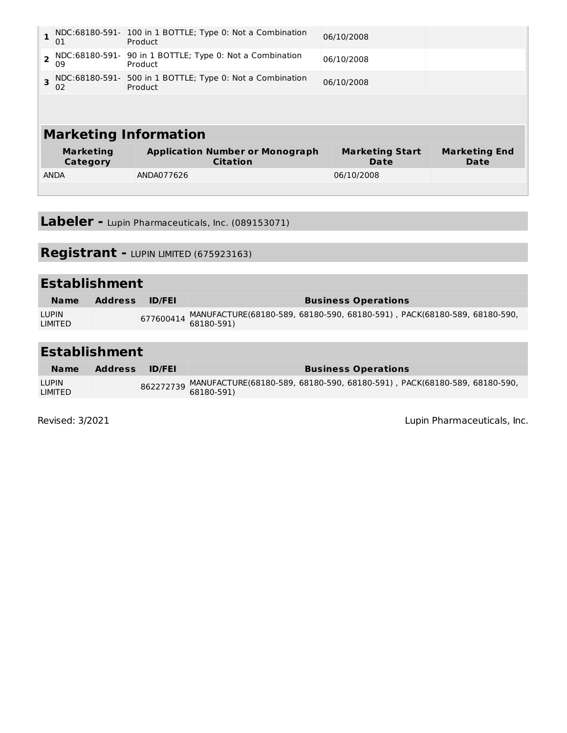| | | | | |
|---|---|---|---|---|
| 1 | NDC:68180-591-01 | 100 in 1 BOTTLE; Type 0: Not a Combination Product | 06/10/2008 | |
| 2 | NDC:68180-591-09 | 90 in 1 BOTTLE; Type 0: Not a Combination Product | 06/10/2008 | |
| 3 | NDC:68180-591-02 | 500 in 1 BOTTLE; Type 0: Not a Combination Product | 06/10/2008 | |

## Marketing Information

| Marketing Category | Application Number or Monograph Citation | Marketing Start Date | Marketing End Date |
|---|---|---|---|
| ANDA | ANDA077626 | 06/10/2008 | |

## Labeler - Lupin Pharmaceuticals, Inc. (089153071)

## Registrant - LUPIN LIMITED (675923163)

## Establishment

| Name | Address | ID/FEI | Business Operations |
|---|---|---|---|
| LUPIN LIMITED | | 677600414 | MANUFACTURE(68180-589, 68180-590, 68180-591) , PACK(68180-589, 68180-590, 68180-591) |

## Establishment

| Name | Address | ID/FEI | Business Operations |
|---|---|---|---|
| LUPIN LIMITED | | 862272739 | MANUFACTURE(68180-589, 68180-590, 68180-591) , PACK(68180-589, 68180-590, 68180-591) |

Revised: 3/2021

Lupin Pharmaceuticals, Inc.